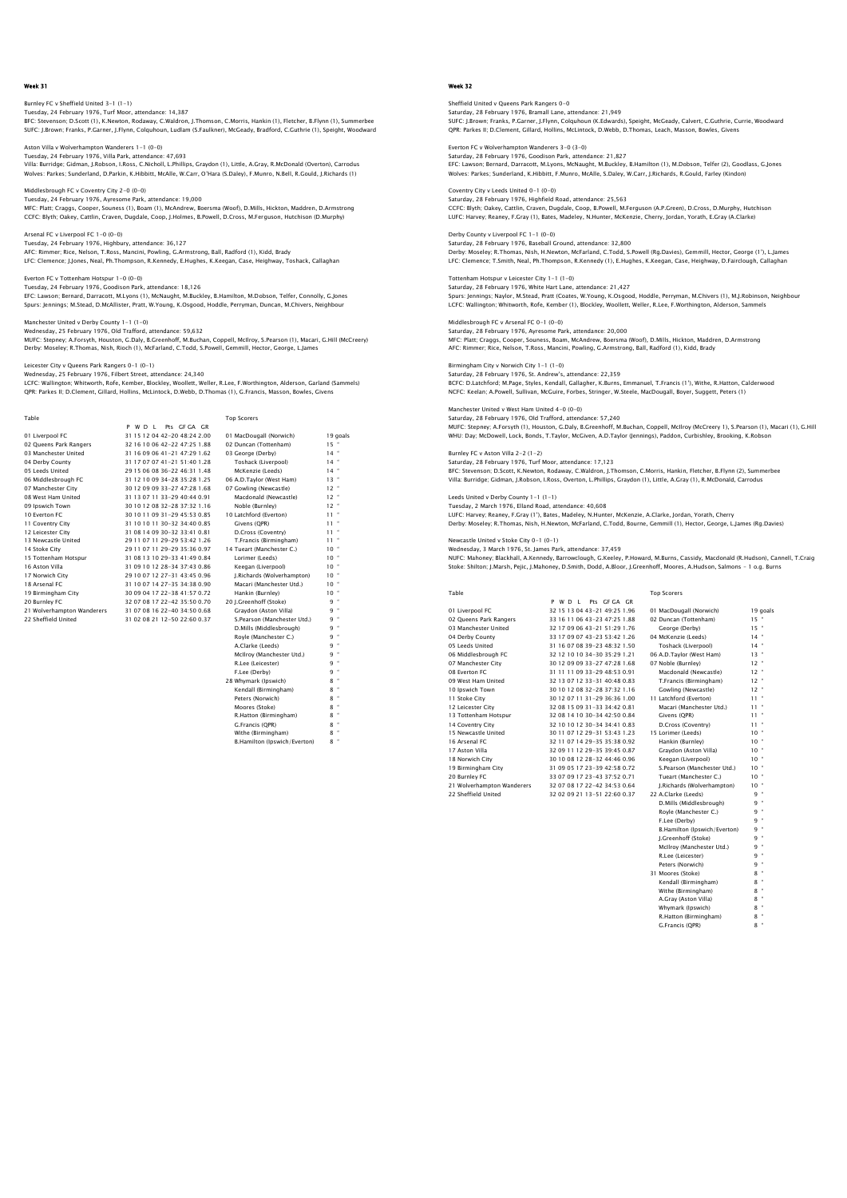## Week 31

Burnley FC v Sheffield United 3-1 (1-1)
Tuesday, 24 February 1976, Turf Moor, attendance: 14,387
BFC: Stevenson; D.Scott (1), K.Newton, Rodaway, C.Waldron, J.Thomson, C.Morris, Hankin (1), Fletcher, B.Flynn (1), Summerbee
SUFC: J.Brown; Franks, P.Garner, J.Flynn, Colquhoun, Ludlam (S.Faulkner), McGeady, Bradford, C.Guthrie (1), Speight, Woodward

Aston Villa v Wolverhampton Wanderers 1-1 (0-0)
Tuesday, 24 February 1976, Villa Park, attendance: 47,693
Villa: Burridge; Gidman, J.Robson, I.Ross, C.Nicholl, L.Phillips, Graydon (1), Little, A.Gray, R.McDonald (Overton), Carrodus
Wolves: Parkes; Sunderland, D.Parkin, K.Hibbitt, McAlle, W.Carr, O'Hara (S.Daley), F.Munro, N.Bell, R.Gould, J.Richards (1)

Middlesbrough FC v Coventry City 2-0 (0-0)
Tuesday, 24 February 1976, Ayresome Park, attendance: 19,000
MFC: Platt; Craggs, Cooper, Souness (1), Boam (1), McAndrew, Boersma (Woof), D.Mills, Hickton, Maddren, D.Armstrong
CCFC: Blyth; Oakey, Cattlin, Craven, Dugdale, Coop, J.Holmes, B.Powell, D.Cross, M.Ferguson, Hutchison (D.Murphy)

Arsenal FC v Liverpool FC 1-0 (0-0)
Tuesday, 24 February 1976, Highbury, attendance: 36,127
AFC: Rimmer; Rice, Nelson, T.Ross, Mancini, Powling, G.Armstrong, Ball, Radford (1), Kidd, Brady
LFC: Clemence; J.Jones, Neal, Ph.Thompson, R.Kennedy, E.Hughes, K.Keegan, Case, Heighway, Toshack, Callaghan

Everton FC v Tottenham Hotspur 1-0 (0-0)
Tuesday, 24 February 1976, Goodison Park, attendance: 18,126
EFC: Lawson; Bernard, Darracott, M.Lyons (1), McNaught, M.Buckley, B.Hamilton, M.Dobson, Telfer, Connolly, G.Jones
Spurs: Jennings; M.Stead, D.McAllister, Pratt, W.Young, K.Osgood, Hoddle, Perryman, Duncan, M.Chivers, Neighbour

Manchester United v Derby County 1-1 (1-0)
Wednesday, 25 February 1976, Old Trafford, attendance: 59,632
MUFC: Stepney; A.Forsyth, Houston, G.Daly, B.Greenhoff, M.Buchan, Coppell, McIlroy, S.Pearson (1), Macari, G.Hill (McCreery)
Derby: Moseley; R.Thomas, Nish, Rioch (1), McFarland, C.Todd, S.Powell, Gemmill, Hector, George, L.James

Leicester City v Queens Park Rangers 0-1 (0-1)
Wednesday, 25 February 1976, Filbert Street, attendance: 24,340
LCFC: Wallington; Whitworth, Rofe, Kember, Blockley, Woollett, Weller, R.Lee, F.Worthington, Alderson, Garland (Sammels)
QPR: Parkes II; D.Clement, Gillard, Hollins, McLintock, D.Webb, D.Thomas (1), G.Francis, Masson, Bowles, Givens

### Table

| | P | W | D | L | Pts | GF-GA | GR |
|---|---|---|---|---|---|---|---|
| 01 Liverpool FC | 31 | 15 | 12 | 04 | 42 | -20 48:24 | 2.00 |
| 02 Queens Park Rangers | 32 | 16 | 10 | 06 | 42 | -22 47:25 | 1.88 |
| 03 Manchester United | 31 | 16 | 09 | 06 | 41 | -21 47:29 | 1.62 |
| 04 Derby County | 31 | 17 | 07 | 07 | 41 | -21 51:40 | 1.28 |
| 05 Leeds United | 29 | 15 | 06 | 08 | 36 | -22 46:31 | 1.48 |
| 06 Middlesbrough FC | 31 | 12 | 10 | 09 | 34 | -28 35:28 | 1.25 |
| 07 Manchester City | 30 | 12 | 09 | 09 | 33 | -27 47:28 | 1.68 |
| 08 West Ham United | 31 | 13 | 07 | 11 | 33 | -29 40:44 | 0.91 |
| 09 Ipswich Town | 30 | 10 | 12 | 08 | 32 | -28 37:32 | 1.16 |
| 10 Everton FC | 30 | 11 | 09 | 10 | 31 | -29 45:53 | 0.85 |
| 11 Coventry City | 31 | 10 | 10 | 11 | 30 | -32 34:40 | 0.85 |
| 12 Leicester City | 31 | 08 | 14 | 09 | 30 | -32 33:41 | 0.81 |
| 13 Newcastle United | 29 | 11 | 07 | 11 | 29 | -29 53:42 | 1.26 |
| 14 Stoke City | 29 | 11 | 07 | 11 | 29 | -29 35:36 | 0.97 |
| 15 Tottenham Hotspur | 31 | 08 | 13 | 10 | 29 | -33 41:49 | 0.84 |
| 16 Aston Villa | 31 | 09 | 10 | 12 | 28 | -34 37:43 | 0.86 |
| 17 Norwich City | 29 | 10 | 07 | 12 | 27 | -31 43:45 | 0.96 |
| 18 Arsenal FC | 31 | 10 | 07 | 14 | 27 | -35 34:38 | 0.90 |
| 19 Birmingham City | 30 | 09 | 04 | 17 | 22 | -38 41:57 | 0.72 |
| 20 Burnley FC | 32 | 07 | 08 | 17 | 22 | -42 35:50 | 0.70 |
| 21 Wolverhampton Wanderers | 31 | 07 | 08 | 16 | 22 | -40 34:50 | 0.68 |
| 22 Sheffield United | 31 | 02 | 08 | 21 | 12 | -50 22:60 | 0.37 |

### Top Scorers

| | |
|---|---|
| 01 MacDougall (Norwich) | 19 goals |
| 02 Duncan (Tottenham) | 15 " |
| 03 George (Derby) | 14 " |
| Toshack (Liverpool) | 14 " |
| McKenzie (Leeds) | 14 " |
| 06 A.D.Taylor (West Ham) | 13 " |
| 07 Gowling (Newcastle) | 12 " |
| Macdonald (Newcastle) | 12 " |
| Noble (Burnley) | 12 " |
| 10 Latchford (Everton) | 11 " |
| Givens (QPR) | 11 " |
| D.Cross (Coventry) | 11 " |
| T.Francis (Birmingham) | 11 " |
| 14 Tueart (Manchester C.) | 10 " |
| Lorimer (Leeds) | 10 " |
| Keegan (Liverpool) | 10 " |
| J.Richards (Wolverhampton) | 10 " |
| Macari (Manchester Utd.) | 10 " |
| Hankin (Burnley) | 10 " |
| 20 J.Greenhoff (Stoke) | 9 " |
| Graydon (Aston Villa) | 9 " |
| S.Pearson (Manchester Utd.) | 9 " |
| D.Mills (Middlesbrough) | 9 " |
| Royle (Manchester C.) | 9 " |
| A.Clarke (Leeds) | 9 " |
| McIlroy (Manchester Utd.) | 9 " |
| R.Lee (Leicester) | 9 " |
| F.Lee (Derby) | 9 " |
| 28 Whymark (Ipswich) | 8 " |
| Kendall (Birmingham) | 8 " |
| Peters (Norwich) | 8 " |
| Moores (Stoke) | 8 " |
| R.Hatton (Birmingham) | 8 " |
| G.Francis (QPR) | 8 " |
| Withe (Birmingham) | 8 " |
| B.Hamilton (Ipswich/Everton) | 8 " |

## Week 32

Sheffield United v Queens Park Rangers 0-0
Saturday, 28 February 1976, Bramall Lane, attendance: 21,949
SUFC: J.Brown; Franks, P.Garner, J.Flynn, Colquhoun (K.Edwards), Speight, McGeady, Calvert, C.Guthrie, Currie, Woodward
QPR: Parkes II; D.Clement, Gillard, Hollins, McLintock, D.Webb, D.Thomas, Leach, Masson, Bowles, Givens

Everton FC v Wolverhampton Wanderers 3-0 (3-0)
Saturday, 28 February 1976, Goodison Park, attendance: 21,827
EFC: Lawson; Bernard, Darracott, M.Lyons, McNaught, M.Buckley, B.Hamilton (1), M.Dobson, Telfer (2), Goodlass, G.Jones
Wolves: Parkes; Sunderland, K.Hibbitt, F.Munro, McAlle, S.Daley, W.Carr, J.Richards, R.Gould, Farley (Kindon)

Coventry City v Leeds United 0-1 (0-0)
Saturday, 28 February 1976, Highfield Road, attendance: 25,563
CCFC: Blyth; Oakey, Cattlin, Craven, Dugdale, Coop, B.Powell, M.Ferguson (A.P.Green), D.Cross, D.Murphy, Hutchison
LUFC: Harvey; Reaney, F.Gray (1), Bates, Madeley, N.Hunter, McKenzie, Cherry, Jordan, Yorath, E.Gray (A.Clarke)

Derby County v Liverpool FC 1-1 (0-0)
Saturday, 28 February 1976, Baseball Ground, attendance: 32,800
Derby: Moseley; R.Thomas, Nish, H.Newton, McFarland, C.Todd, S.Powell (Rg.Davies), Gemmill, Hector, George (1'), L.James
LFC: Clemence; T.Smith, Neal, Ph.Thompson, R.Kennedy (1), E.Hughes, K.Keegan, Case, Heighway, D.Fairclough, Callaghan

Tottenham Hotspur v Leicester City 1-1 (1-0)
Saturday, 28 February 1976, White Hart Lane, attendance: 21,427
Spurs: Jennings; Naylor, M.Stead, Pratt (Coates, W.Young, K.Osgood, Hoddle, Perryman, M.Chivers (1), M.J.Robinson, Neighbour
LCFC: Wallington; Whitworth, Rofe, Kember (1), Blockley, Woollett, Weller, R.Lee, F.Worthington, Alderson, Sammels

Middlesbrough FC v Arsenal FC 0-1 (0-0)
Saturday, 28 February 1976, Ayresome Park, attendance: 20,000
MFC: Platt; Craggs, Cooper, Souness, Boam, McAndrew, Boersma (Woof), D.Mills, Hickton, Maddren, D.Armstrong
AFC: Rimmer; Rice, Nelson, T.Ross, Mancini, Powling, G.Armstrong, Ball, Radford (1), Kidd, Brady

Birmingham City v Norwich City 1-1 (1-0)
Saturday, 28 February 1976, St. Andrew's, attendance: 22,359
BCFC: D.Latchford; M.Page, Styles, Kendall, Gallagher, K.Burns, Emmanuel, T.Francis (1'), Withe, R.Hatton, Calderwood
NCFC: Keelan; A.Powell, Sullivan, McGuire, Forbes, Stringer, W.Steele, MacDougall, Boyer, Suggett, Peters (1)

Manchester United v West Ham United 4-0 (0-0)
Saturday, 28 February 1976, Old Trafford, attendance: 57,240
MUFC: Stepney; A.Forsyth (1), Houston, G.Daly, B.Greenhoff, M.Buchan, Coppell, McIlroy (McCreery 1), S.Pearson (1), Macari (1), G.Hill
WHU: Day; McDowell, Lock, Bonds, T.Taylor, McGiven, A.D.Taylor (Jennings), Paddon, Curbishley, Brooking, K.Robson

Burnley FC v Aston Villa 2-2 (1-2)
Saturday, 28 February 1976, Turf Moor, attendance: 17,123
BFC: Stevenson; D.Scott, K.Newton, Rodaway, C.Waldron, J.Thomson, C.Morris, Hankin, Fletcher, B.Flynn (2), Summerbee
Villa: Burridge; Gidman, J.Robson, I.Ross, Overton, L.Phillips, Graydon (1), Little, A.Gray (1), R.McDonald, Carrodus

Leeds United v Derby County 1-1 (1-1)
Tuesday, 2 March 1976, Elland Road, attendance: 40,608
LUFC: Harvey; Reaney, F.Gray (1'), Bates, Madeley, N.Hunter, McKenzie, A.Clarke, Jordan, Yorath, Cherry
Derby: Moseley; R.Thomas, Nish, H.Newton, McFarland, C.Todd, Bourne, Gemmill (1), Hector, George, L.James (Rg.Davies)

Newcastle United v Stoke City 0-1 (0-1)
Wednesday, 3 March 1976, St. James Park, attendance: 37,459
NUFC: Mahoney; Blackhall, A.Kennedy, Barrowclough, G.Keeley, P.Howard, M.Burns, Cassidy, Macdonald (R.Hudson), Cannell, T.Craig
Stoke: Shilton; J.Marsh, Pejic, J.Mahoney, D.Smith, Dodd, A.Bloor, J.Greenhoff, Moores, A.Hudson, Salmons - 1 o.g. Burns

### Table

| | P | W | D | L | Pts | GF-GA | GR |
|---|---|---|---|---|---|---|---|
| 01 Liverpool FC | 32 | 15 | 13 | 04 | 43 | -21 49:25 | 1.96 |
| 02 Queens Park Rangers | 33 | 16 | 11 | 06 | 43 | -23 47:25 | 1.88 |
| 03 Manchester United | 32 | 17 | 09 | 06 | 43 | -21 51:29 | 1.76 |
| 04 Derby County | 33 | 17 | 09 | 07 | 43 | -23 53:42 | 1.26 |
| 05 Leeds United | 31 | 16 | 07 | 08 | 39 | -23 48:32 | 1.50 |
| 06 Middlesbrough FC | 32 | 12 | 10 | 10 | 34 | -30 35:29 | 1.21 |
| 07 Manchester City | 30 | 12 | 09 | 09 | 33 | -27 47:28 | 1.68 |
| 08 Everton FC | 31 | 11 | 11 | 09 | 33 | -29 48:53 | 0.91 |
| 09 West Ham United | 32 | 13 | 07 | 12 | 33 | -31 40:48 | 0.83 |
| 10 Ipswich Town | 30 | 10 | 12 | 08 | 32 | -28 37:32 | 1.16 |
| 11 Stoke City | 30 | 12 | 07 | 11 | 31 | -29 36:36 | 1.00 |
| 12 Leicester City | 32 | 08 | 15 | 09 | 31 | -33 34:42 | 0.81 |
| 13 Tottenham Hotspur | 32 | 08 | 14 | 10 | 30 | -34 42:50 | 0.84 |
| 14 Coventry City | 32 | 10 | 10 | 12 | 30 | -34 34:41 | 0.83 |
| 15 Newcastle United | 30 | 11 | 07 | 12 | 29 | -31 53:43 | 1.23 |
| 16 Arsenal FC | 32 | 11 | 07 | 14 | 29 | -35 35:38 | 0.92 |
| 17 Aston Villa | 32 | 09 | 11 | 12 | 29 | -35 39:45 | 0.87 |
| 18 Norwich City | 30 | 10 | 08 | 12 | 28 | -32 44:46 | 0.96 |
| 19 Birmingham City | 31 | 09 | 05 | 17 | 23 | -39 42:58 | 0.72 |
| 20 Burnley FC | 33 | 07 | 09 | 17 | 23 | -43 37:52 | 0.71 |
| 21 Wolverhampton Wanderers | 32 | 07 | 08 | 17 | 22 | -42 34:53 | 0.64 |
| 22 Sheffield United | 32 | 02 | 09 | 21 | 13 | -51 22:60 | 0.37 |

### Top Scorers

| | |
|---|---|
| 01 MacDougall (Norwich) | 19 goals |
| 02 Duncan (Tottenham) | 15 " |
| George (Derby) | 15 " |
| 04 McKenzie (Leeds) | 14 " |
| Toshack (Liverpool) | 14 " |
| 06 A.D.Taylor (West Ham) | 13 " |
| 07 Noble (Burnley) | 12 " |
| Macdonald (Newcastle) | 12 " |
| T.Francis (Birmingham) | 12 " |
| Gowling (Newcastle) | 12 " |
| 11 Latchford (Everton) | 11 " |
| Macari (Manchester Utd.) | 11 " |
| Givens (QPR) | 11 " |
| D.Cross (Coventry) | 11 " |
| 15 Lorimer (Leeds) | 10 " |
| Hankin (Burnley) | 10 " |
| Graydon (Aston Villa) | 10 " |
| Keegan (Liverpool) | 10 " |
| S.Pearson (Manchester Utd.) | 10 " |
| Tueart (Manchester C.) | 10 " |
| J.Richards (Wolverhampton) | 10 " |
| 22 A.Clarke (Leeds) | 9 " |
| D.Mills (Middlesbrough) | 9 " |
| Royle (Manchester C.) | 9 " |
| F.Lee (Derby) | 9 " |
| B.Hamilton (Ipswich/Everton) | 9 " |
| J.Greenhoff (Stoke) | 9 " |
| McIlroy (Manchester Utd.) | 9 " |
| R.Lee (Leicester) | 9 " |
| Peters (Norwich) | 9 " |
| 31 Moores (Stoke) | 8 " |
| Kendall (Birmingham) | 8 " |
| Withe (Birmingham) | 8 " |
| A.Gray (Aston Villa) | 8 " |
| Whymark (Ipswich) | 8 " |
| R.Hatton (Birmingham) | 8 " |
| G.Francis (QPR) | 8 " |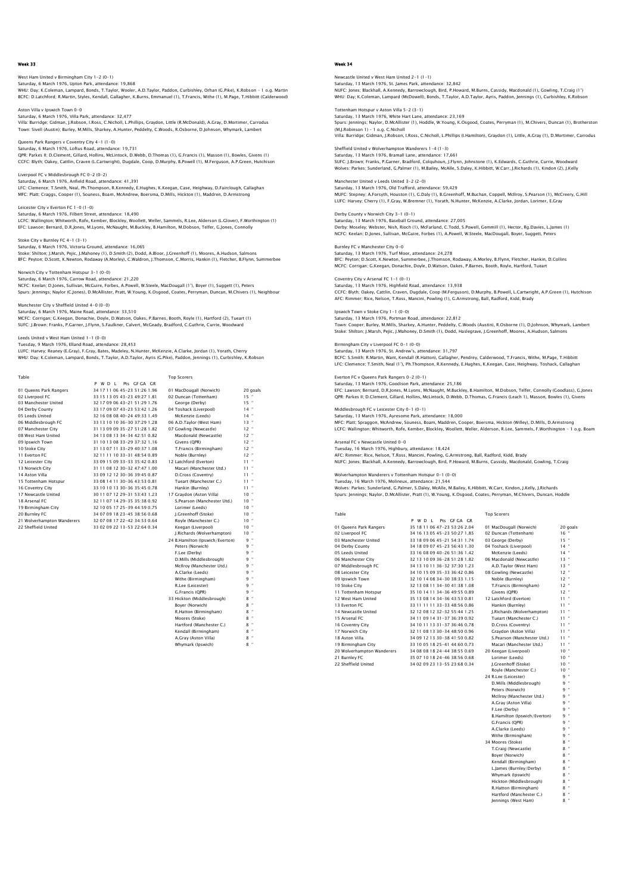## Week 33

West Ham United v Birmingham City 1-2 (0-1)
Saturday, 6 March 1976, Upton Park, attendance: 19,868
WHU: Day; K.Coleman, Lampard, Bonds, T.Taylor, Wooler, A.D.Taylor, Paddon, Curbishley, Orhan (G.Pike), K.Robson - 1 o.g. Martin
BCFC: D.Latchford; R.Martin, Styles, Kendall, Gallagher, K.Burns, Emmanuel (1), T.Francis, Withe (1), M.Page, T.Hibbitt (Calderwood)

Aston Villa v Ipswich Town 0-0
Saturday, 6 March 1976, Villa Park, attendance: 32,477
Villa: Burridge; Gidman, J.Robson, I.Ross, C.Nicholl, L.Phillips, Graydon, Little (R.McDonald), A.Gray, D.Mortimer, Carrodus
Town: Sivell (Austin); Burley, M.Mills, Sharkey, A.Hunter, Peddelty, C.Woods, R.Osborne, D.Johnson, Whymark, Lambert

Queens Park Rangers v Coventry City 4-1 (1-0)
Saturday, 6 March 1976, Loftus Road, attendance: 19,731
QPR: Parkes II; D.Clement, Gillard, Hollins, McLintock, D.Webb, D.Thomas (1), G.Francis (1), Masson (1), Bowles, Givens (1)
CCFC: Blyth; Oakey, Cattlin, Craven (L.Cartwright), Dugdale, Coop, D.Murphy, B.Powell (1), M.Ferguson, A.P.Green, Hutchison

Liverpool FC v Middlesbrough FC 0-2 (0-2)
Saturday, 6 March 1976, Anfield Road, attendance: 41,391
LFC: Clemence; T.Smith, Neal, Ph.Thompson, R.Kennedy, E.Hughes, K.Keegan, Case, Heighway, D.Fairclough, Callaghan
MFC: Platt; Craggs, Cooper (1), Souness, Boam, McAndrew, Boersma, D.Mills, Hickton (1), Maddren, D.Armstrong

Leicester City v Everton FC 1-0 (1-0)
Saturday, 6 March 1976, Filbert Street, attendance: 18,490
LCFC: Wallington; Whitworth, Rofe, Kember, Blockley, Woollett, Weller, Sammels, R.Lee, Alderson (L.Glover), F.Worthington (1)
EFC: Lawson; Bernard, D.R.Jones, M.Lyons, McNaught, M.Buckley, B.Hamilton, M.Dobson, Telfer, G.Jones, Connolly

Stoke City v Burnley FC 4-1 (3-1)
Saturday, 6 March 1976, Victoria Ground, attendance: 16,065
Stoke: Shilton; J.Marsh, Pejic, J.Mahoney (1), D.Smith (2), Dodd, A.Bloor, J.Greenhoff (1), Moores, A.Hudson, Salmons
BFC: Peyton; D.Scott, K.Newton, Rodaway (A.Morley), C.Waldron, J.Thomson, C.Morris, Hankin (1), Fletcher, B.Flynn, Summerbee

Norwich City v Tottenham Hotspur 3-1 (0-0)
Saturday, 6 March 1976, Carrow Road, attendance: 21,220
NCFC: Keelan; D.Jones, Sullivan, McGuire, Forbes, A.Powell, W.Steele, MacDougall (1'), Boyer (1), Suggett (1), Peters
Spurs: Jennings; Naylor (C.Jones), D.McAllister, Pratt, W.Young, K.Osgood, Coates, Perryman, Duncan, M.Chivers (1), Neighbour

Manchester City v Sheffield United 4-0 (0-0)
Saturday, 6 March 1976, Maine Road, attendance: 33,510
MCFC: Corrigan; G.Keegan, Donachie, Doyle, D.Watson, Oakes, P.Barnes, Booth, Royle (1), Hartford (2), Tueart (1)
SUFC: J.Brown; Franks, P.Garner, J.Flynn, S.Faulkner, Calvert, McGeady, Bradford, C.Guthrie, Currie, Woodward

Leeds United v West Ham United 1-1 (0-0)
Tuesday, 9 March 1976, Elland Road, attendance: 28,453
LUFC: Harvey; Reaney (E.Gray), F.Gray, Bates, Madeley, N.Hunter, McKenzie, A.Clarke, Jordan (1), Yorath, Cherry
WHU: Day; K.Coleman, Lampard, Bonds, T.Taylor, A.D.Taylor, Ayris (G.Pike), Paddon, Jennings (1), Curbishley, K.Robson

Table

| | P | W | D | L | Pts | GF-GA | GR |
|---|---|---|---|---|---|---|---|
| 01 Queens Park Rangers | 34 | 17 | 11 | 06 | 45-23 | 51:26 | 1.96 |
| 02 Liverpool FC | 33 | 15 | 13 | 05 | 43-23 | 49:27 | 1.81 |
| 03 Manchester United | 32 | 17 | 09 | 06 | 43-21 | 51:29 | 1.76 |
| 04 Derby County | 33 | 17 | 09 | 07 | 43-23 | 53:42 | 1.26 |
| 05 Leeds United | 32 | 16 | 08 | 08 | 40-24 | 49:33 | 1.49 |
| 06 Middlesbrough FC | 33 | 13 | 10 | 10 | 36-30 | 37:29 | 1.28 |
| 07 Manchester City | 31 | 13 | 09 | 09 | 35-27 | 51:28 | 1.82 |
| 08 West Ham United | 34 | 13 | 08 | 13 | 34-34 | 42:51 | 0.82 |
| 09 Ipswich Town | 31 | 10 | 13 | 08 | 33-29 | 37:32 | 1.16 |
| 10 Stoke City | 31 | 13 | 07 | 11 | 33-29 | 40:37 | 1.08 |
| 11 Everton FC | 32 | 11 | 11 | 10 | 33-31 | 48:54 | 0.89 |
| 12 Leicester City | 33 | 09 | 15 | 09 | 33-33 | 35:42 | 0.83 |
| 13 Norwich City | 31 | 11 | 08 | 12 | 30-32 | 47:47 | 1.00 |
| 14 Aston Villa | 33 | 09 | 12 | 12 | 30-36 | 39:45 | 0.87 |
| 15 Tottenham Hotspur | 33 | 08 | 14 | 11 | 30-36 | 43:53 | 0.81 |
| 16 Coventry City | 33 | 10 | 10 | 13 | 30-36 | 35:45 | 0.78 |
| 17 Newcastle United | 30 | 11 | 07 | 12 | 29-31 | 53:43 | 1.23 |
| 18 Arsenal FC | 32 | 11 | 07 | 14 | 29-35 | 38:42 | 0.92 |
| 19 Birmingham City | 32 | 10 | 05 | 17 | 25-39 | 44:59 | 0.75 |
| 20 Burnley FC | 34 | 07 | 09 | 18 | 23-45 | 38:56 | 0.68 |
| 21 Wolverhampton Wanderers | 32 | 07 | 08 | 17 | 22-42 | 34:53 | 0.64 |
| 22 Sheffield United | 33 | 02 | 09 | 22 | 13-53 | 22:64 | 0.34 |

Top Scorers

| | |
|---|---|
| 01 MacDougall (Norwich) | 20 goals |
| 02 Duncan (Tottenham) | 15 " |
| George (Derby) | 15 " |
| 04 Toshack (Liverpool) | 14 " |
| McKenzie (Leeds) | 14 " |
| 06 A.D.Taylor (West Ham) | 13 " |
| 07 Gowling (Newcastle) | 12 " |
| Macdonald (Newcastle) | 12 " |
| Givens (QPR) | 12 " |
| T.Francis (Birmingham) | 12 " |
| Noble (Burnley) | 12 " |
| 12 Latchford (Everton) | 11 " |
| Macari (Manchester Utd.) | 11 " |
| D.Cross (Coventry) | 11 " |
| Tueart (Manchester C.) | 11 " |
| Hankin (Burnley) | 11 " |
| 17 Graydon (Aston Villa) | 10 " |
| S.Pearson (Manchester Utd.) | 10 " |
| Lorimer (Leeds) | 10 " |
| J.Greenhoff (Stoke) | 10 " |
| Royle (Manchester C.) | 10 " |
| Keegan (Liverpool) | 10 " |
| J.Richards (Wolverhampton) | 10 " |
| 24 B.Hamilton (Ipswich/Everton) | 9 " |
| Peters (Norwich) | 9 " |
| F.Lee (Derby) | 9 " |
| D.Mills (Middlesbrough) | 9 " |
| McIlroy (Manchester Utd.) | 9 " |
| A.Clarke (Leeds) | 9 " |
| Withe (Birmingham) | 9 " |
| R.Lee (Leicester) | 9 " |
| G.Francis (QPR) | 9 " |
| 33 Hickton (Middlesbrough) | 8 " |
| Boyer (Norwich) | 8 " |
| R.Hatton (Birmingham) | 8 " |
| Moores (Stoke) | 8 " |
| Hartford (Manchester C.) | 8 " |
| Kendall (Birmingham) | 8 " |
| A.Gray (Aston Villa) | 8 " |
| Whymark (Ipswich) | 8 " |

## Week 34

Newcastle United v West Ham United 2-1 (1-1)
Saturday, 13 March 1976, St. James Park, attendance: 32,842
NUFC: Jones; Blackhall, A.Kennedy, Barrowclough, Bird, P.Howard, M.Burns, Cassidy, Macdonald (1), Gowling, T.Craig (1')
WHU: Day; K.Coleman, Lampard (McDowell), Bonds, T.Taylor, A.D.Taylor, Ayris, Paddon, Jennings (1), Curbishley, K.Robson

Tottenham Hotspur v Aston Villa 5-2 (3-1)
Saturday, 13 March 1976, White Hart Lane, attendance: 23,169
Spurs: Jennings; Naylor, D.McAllister (1), Hoddle, W.Young, K.Osgood, Coates, Perryman (1), M.Chivers, Duncan (1), Brotherston (M.J.Robinson 1) - 1 o.g. C.Nicholl
Villa: Burridge; Gidman, J.Robson, I.Ross, C.Nicholl, L.Phillips (I.Hamilton), Graydon (1), Little, A.Gray (1), D.Mortimer, Carrodus

Sheffield United v Wolverhampton Wanderers 1-4 (1-3)
Saturday, 13 March 1976, Bramall Lane, attendance: 17,661
SUFC: J.Brown; Franks, P.Garner, Bradford, Colquhoun, J.Flynn, Johnstone (1), K.Edwards, C.Guthrie, Currie, Woodward
Wolves: Parkes; Sunderland, G.Palmer (1), M.Bailey, McAlle, S.Daley, K.Hibbitt, W.Carr, J.Richards (1), Kindon (2), J.Kelly

Manchester United v Leeds United 3-2 (2-0)
Saturday, 13 March 1976, Old Trafford, attendance: 59,429
MUFC: Stepney; A.Forsyth, Houston (1), G.Daly (1), B.Greenhoff, M.Buchan, Coppell, McIlroy, S.Pearson (1), McCreery, G.Hill
LUFC: Harvey; Cherry (1), F.Gray, W.Bremner (1), Yorath, N.Hunter, McKenzie, A.Clarke, Jordan, Lorimer, E.Gray

Derby County v Norwich City 3-1 (0-1)
Saturday, 13 March 1976, Baseball Ground, attendance: 27,005
Derby: Moseley; Webster, Nish, Rioch (1), McFarland, C.Todd, S.Powell, Gemmill (1), Hector, Rg.Davies, L.James (1)
NCFC: Keelan; D.Jones, Sullivan, McGuire, Forbes (1), A.Powell, W.Steele, MacDougall, Boyer, Suggett, Peters

Burnley FC v Manchester City 0-0
Saturday, 13 March 1976, Turf Moor, attendance: 24,278
BFC: Peyton; D.Scott, K.Newton, Summerbee, J.Thomson, Rodaway, A.Morley, B.Flynn, Fletcher, Hankin, D.Collins
MCFC: Corrigan; G.Keegan, Donachie, Doyle, D.Watson, Oakes, P.Barnes, Booth, Royle, Hartford, Tueart

Coventry City v Arsenal FC 1-1 (0-1)
Saturday, 13 March 1976, Highfield Road, attendance: 13,938
CCFC: Blyth; Oakey, Cattlin, Craven, Dugdale, Coop (M.Ferguson), D.Murphy, B.Powell, L.Cartwright, A.P.Green (1), Hutchison
AFC: Rimmer; Rice, Nelson, T.Ross, Mancini, Powling (1), G.Armstrong, Ball, Radford, Kidd, Brady

Ipswich Town v Stoke City 1-1 (0-0)
Saturday, 13 March 1976, Portman Road, attendance: 22,812
Town: Cooper; Burley, M.Mills, Sharkey, A.Hunter, Peddelty, C.Woods (Austin), R.Osborne (1), D.Johnson, Whymark, Lambert
Stoke: Shilton; J.Marsh, Pejic, J.Mahoney, D.Smith (1), Dodd, Haslegrave, J.Greenhoff, Moores, A.Hudson, Salmons

Birmingham City v Liverpool FC 0-1 (0-0)
Saturday, 13 March 1976, St. Andrew's, attendance: 31,797
BCFC: S.Smith; R.Martin, Want, Kendall (R.Hatton), Gallagher, Pendrey, Calderwood, T.Francis, Withe, M.Page, T.Hibbitt
LFC: Clemence; T.Smith, Neal (1'), Ph.Thompson, R.Kennedy, E.Hughes, K.Keegan, Case, Heighway, Toshack, Callaghan

Everton FC v Queens Park Rangers 0-2 (0-1)
Saturday, 13 March 1976, Goodison Park, attendance: 25,186
EFC: Lawson; Bernard, D.R.Jones, M.Lyons, McNaught, M.Buckley, B.Hamilton, M.Dobson, Telfer, Connolly (Goodlass), G.Jones
QPR: Parkes II; D.Clement, Gillard, Hollins, McLintock, D.Webb, D.Thomas, G.Francis (Leach 1), Masson, Bowles (1), Givens

Middlesbrough FC v Leicester City 0-1 (0-1)
Saturday, 13 March 1976, Ayresome Park, attendance: 18,000
MFC: Platt; Spraggon, McAndrew, Souness, Boam, Maddren, Cooper, Boersma, Hickton (Willey), D.Mills, D.Armstrong
LCFC: Wallington; Whitworth, Rofe, Kember, Blockley, Woollett, Weller, Alderson, R.Lee, Sammels, F.Worthington - 1 o.g. Boam

Arsenal FC v Newcastle United 0-0
Tuesday, 16 March 1976, Highbury, attendance: 18,424
AFC: Rimmer; Rice, Nelson, T.Ross, Mancini, Powling, G.Armstrong, Ball, Radford, Kidd, Brady
NUFC: Jones; Blackhall, A.Kennedy, Barrowclough, Bird, P.Howard, M.Burns, Cassidy, Macdonald, Gowling, T.Craig

Wolverhampton Wanderers v Tottenham Hotspur 0-1 (0-0)
Tuesday, 16 March 1976, Molineux, attendance: 21,544
Wolves: Parkes; Sunderland, G.Palmer, S.Daley, McAlle, M.Bailey, K.Hibbitt, W.Carr, Kindon, J.Kelly, J.Richards
Spurs: Jennings; Naylor, D.McAllister, Pratt (1), W.Young, K.Osgood, Coates, Perryman, M.Chivers, Duncan, Hoddle

Table

| | P | W | D | L | Pts | GF-GA | GR |
|---|---|---|---|---|---|---|---|
| 01 Queens Park Rangers | 35 | 18 | 11 | 06 | 47-23 | 53:26 | 2.04 |
| 02 Liverpool FC | 34 | 16 | 13 | 05 | 45-23 | 50:27 | 1.85 |
| 03 Manchester United | 33 | 18 | 09 | 06 | 45-21 | 54:31 | 1.74 |
| 04 Derby County | 34 | 18 | 09 | 07 | 45-23 | 56:43 | 1.30 |
| 05 Leeds United | 33 | 16 | 08 | 09 | 40-26 | 51:36 | 1.42 |
| 06 Manchester City | 32 | 13 | 10 | 09 | 36-28 | 51:28 | 1.82 |
| 07 Middlesbrough FC | 34 | 13 | 10 | 11 | 36-32 | 37:30 | 1.23 |
| 08 Leicester City | 34 | 10 | 15 | 09 | 35-33 | 36:42 | 0.86 |
| 09 Ipswich Town | 32 | 10 | 14 | 08 | 34-30 | 38:33 | 1.15 |
| 10 Stoke City | 32 | 13 | 08 | 11 | 34-30 | 41:38 | 1.08 |
| 11 Tottenham Hotspur | 35 | 10 | 14 | 11 | 34-36 | 49:55 | 0.89 |
| 12 West Ham United | 35 | 13 | 08 | 14 | 34-36 | 43:53 | 0.81 |
| 13 Everton FC | 33 | 11 | 11 | 11 | 33-33 | 48:56 | 0.86 |
| 14 Newcastle United | 32 | 12 | 08 | 12 | 32-32 | 55:44 | 1.25 |
| 15 Arsenal FC | 34 | 11 | 09 | 14 | 31-37 | 39:42 | 0.93 |
| 16 Coventry City | 34 | 10 | 11 | 13 | 31-37 | 36:46 | 0.78 |
| 17 Norwich City | 32 | 11 | 08 | 13 | 30-34 | 48:50 | 0.96 |
| 18 Aston Villa | 34 | 09 | 12 | 13 | 30-38 | 41:50 | 0.82 |
| 19 Birmingham City | 33 | 10 | 05 | 18 | 25-41 | 44:60 | 0.73 |
| 20 Wolverhampton Wanderers | 34 | 08 | 08 | 18 | 24-44 | 38:55 | 0.69 |
| 21 Burnley FC | 35 | 07 | 10 | 18 | 24-46 | 38:56 | 0.68 |
| 22 Sheffield United | 34 | 02 | 09 | 23 | 13-55 | 23:68 | 0.34 |

Top Scorers

| | |
|---|---|
| 01 MacDougall (Norwich) | 20 goals |
| 02 Duncan (Tottenham) | 16 " |
| 03 George (Derby) | 15 " |
| 04 Toshack (Liverpool) | 14 " |
| McKenzie (Leeds) | 14 " |
| 06 Macdonald (Newcastle) | 13 " |
| A.D.Taylor (West Ham) | 13 " |
| 08 Gowling (Newcastle) | 12 " |
| Noble (Burnley) | 12 " |
| T.Francis (Birmingham) | 12 " |
| Givens (QPR) | 12 " |
| 12 Latchford (Everton) | 11 " |
| Hankin (Burnley) | 11 " |
| J.Richards (Wolverhampton) | 11 " |
| Tueart (Manchester C.) | 11 " |
| D.Cross (Coventry) | 11 " |
| Graydon (Aston Villa) | 11 " |
| S.Pearson (Manchester Utd.) | 11 " |
| Macari (Manchester Utd.) | 11 " |
| 20 Keegan (Liverpool) | 10 " |
| Lorimer (Leeds) | 10 " |
| J.Greenhoff (Stoke) | 10 " |
| Royle (Manchester C.) | 10 " |
| 24 R.Lee (Leicester) | 9 " |
| D.Mills (Middlesbrough) | 9 " |
| Peters (Norwich) | 9 " |
| McIlroy (Manchester Utd.) | 9 " |
| A.Gray (Aston Villa) | 9 " |
| F.Lee (Derby) | 9 " |
| B.Hamilton (Ipswich/Everton) | 9 " |
| G.Francis (QPR) | 9 " |
| A.Clarke (Leeds) | 9 " |
| Withe (Birmingham) | 9 " |
| 34 Moores (Stoke) | 8 " |
| T.Craig (Newcastle) | 8 " |
| Boyer (Norwich) | 8 " |
| Kendall (Birmingham) | 8 " |
| L.James (Burnley/Derby) | 8 " |
| Whymark (Ipswich) | 8 " |
| Hickton (Middlesbrough) | 8 " |
| R.Hatton (Birmingham) | 8 " |
| Hartford (Manchester C.) | 8 " |
| Jennings (West Ham) | 8 " |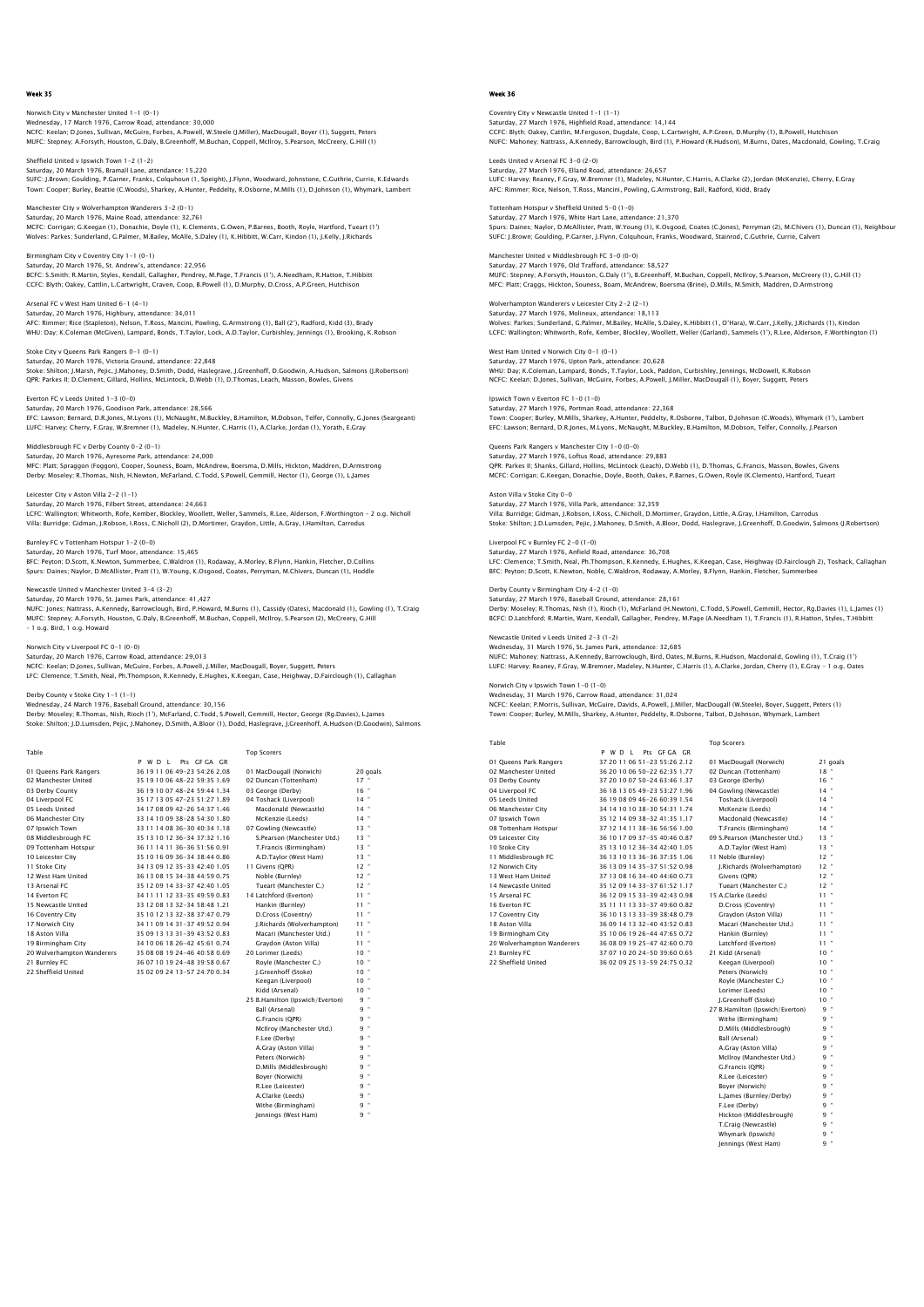## Week 35

Norwich City v Manchester United 1-1 (0-1)
Wednesday, 17 March 1976, Carrow Road, attendance: 30,000
NCFC: Keelan; D.Jones, Sullivan, McGuire, Forbes, A.Powell, W.Steele (J.Miller), MacDougall, Boyer (1), Suggett, Peters
MUFC: Stepney; A.Forsyth, Houston, G.Daly, B.Greenhoff, M.Buchan, Coppell, McIlroy, S.Pearson, McCreery, G.Hill (1)

Sheffield United v Ipswich Town 1-2 (1-2)
Saturday, 20 March 1976, Bramall Lane, attendance: 15,220
SUFC: J.Brown; Goulding, P.Garner, Franks, Colquhoun (1, Speight), J.Flynn, Woodward, Johnstone, C.Guthrie, Currie, K.Edwards
Town: Cooper; Burley, Beattie (C.Woods), Sharkey, A.Hunter, Peddelty, R.Osborne, M.Mills (1), D.Johnson (1), Whymark, Lambert

Manchester City v Wolverhampton Wanderers 3-2 (0-1)
Saturday, 20 March 1976, Maine Road, attendance: 32,761
MCFC: Corrigan; G.Keegan (1), Donachie, Doyle (1), K.Clements, G.Owen, P.Barnes, Booth, Royle, Hartford, Tueart (1')
Wolves: Parkes; Sunderland, G.Palmer, M.Bailey, McAlle, S.Daley (1), K.Hibbitt, W.Carr, Kindon (1), J.Kelly, J.Richards

Birmingham City v Coventry City 1-1 (0-1)
Saturday, 20 March 1976, St. Andrew's, attendance: 22,956
BCFC: S.Smith; R.Martin, Styles, Kendall, Gallagher, Pendrey, M.Page, T.Francis (1'), A.Needham, R.Hatton, T.Hibbitt
CCFC: Blyth; Oakey, Cattlin, L.Cartwright, Craven, Coop, B.Powell (1), D.Murphy, D.Cross, A.P.Green, Hutchison

Arsenal FC v West Ham United 6-1 (4-1)
Saturday, 20 March 1976, Highbury, attendance: 34,011
AFC: Rimmer; Rice (Stapleton), Nelson, T.Ross, Mancini, Powling, G.Armstrong (1), Ball (2'), Radford, Kidd (3), Brady
WHU: Day; K.Coleman (McGiven), Lampard, Bonds, T.Taylor, Lock, A.D.Taylor, Curbishley, Jennings (1), Brooking, K.Robson

Stoke City v Queens Park Rangers 0-1 (0-1)
Saturday, 20 March 1976, Victoria Ground, attendance: 22,848
Stoke: Shilton; J.Marsh, Pejic, J.Mahoney, D.Smith, Dodd, Haslegrave, J.Greenhoff, D.Goodwin, A.Hudson, Salmons (J.Robertson)
QPR: Parkes II; D.Clement, Gillard, Hollins, McLintock, D.Webb (1), D.Thomas, Leach, Masson, Bowles, Givens

Everton FC v Leeds United 1-3 (0-0)
Saturday, 20 March 1976, Goodison Park, attendance: 28,566
EFC: Lawson; Bernard, D.R.Jones, M.Lyons (1), McNaught, M.Buckley, B.Hamilton, M.Dobson, Telfer, Connolly, G.Jones (Seargeant)
LUFC: Harvey; Cherry, F.Gray, W.Bremner (1), Madeley, N.Hunter, C.Harris (1), A.Clarke, Jordan (1), Yorath, E.Gray

Middlesbrough FC v Derby County 0-2 (0-1)
Saturday, 20 March 1976, Ayresome Park, attendance: 24,000
MFC: Platt; Spraggon (Foggon), Cooper, Souness, Boam, McAndrew, Boersma, D.Mills, Hickton, Maddren, D.Armstrong
Derby: Moseley; R.Thomas, Nish, H.Newton, McFarland, C.Todd, S.Powell, Gemmill, Hector (1), George (1), L.James

Leicester City v Aston Villa 2-2 (1-1)
Saturday, 20 March 1976, Filbert Street, attendance: 24,663
LCFC: Wallington; Whitworth, Rofe, Kember, Blockley, Woollett, Weller, Sammels, R.Lee, Alderson, F.Worthington – 2 o.g. Nicholl
Villa: Burridge; Gidman, J.Robson, I.Ross, C.Nicholl (2), D.Mortimer, Graydon, Little, A.Gray, I.Hamilton, Carrodus

Burnley FC v Tottenham Hotspur 1-2 (0-0)
Saturday, 20 March 1976, Turf Moor, attendance: 15,465
BFC: Peyton; D.Scott, K.Newton, Summerbee, C.Waldron (1), Rodaway, A.Morley, B.Flynn, Hankin, Fletcher, D.Collins
Spurs: Daines; Naylor, D.McAllister, Pratt (1), W.Young, K.Osgood, Coates, Perryman, M.Chivers, Duncan (1), Hoddle

Newcastle United v Manchester United 3-4 (3-2)
Saturday, 20 March 1976, St. James Park, attendance: 41,427
NUFC: Jones; Nattrass, A.Kennedy, Barrowclough, Bird, P.Howard, M.Burns (1), Cassidy (Oates), Macdonald (1), Gowling (1), T.Craig
MUFC: Stepney; A.Forsyth, Houston, G.Daly, B.Greenhoff, M.Buchan, Coppell, McIlroy, S.Pearson (2), McCreery, G.Hill – 1 o.g. Bird, 1 o.g. Howard

Norwich City v Liverpool FC 0-1 (0-0)
Saturday, 20 March 1976, Carrow Road, attendance: 29,013
NCFC: Keelan; D.Jones, Sullivan, McGuire, Forbes, A.Powell, J.Miller, MacDougall, Boyer, Suggett, Peters
LFC: Clemence; T.Smith, Neal, Ph.Thompson, R.Kennedy, E.Hughes, K.Keegan, Case, Heighway, D.Fairclough (1), Callaghan

Derby County v Stoke City 1-1 (1-1)
Wednesday, 24 March 1976, Baseball Ground, attendance: 30,156
Derby: Moseley; R.Thomas, Nish, Rioch (1'), McFarland, C.Todd, S.Powell, Gemmill, Hector, George (Rg.Davies), L.James
Stoke: Shilton; J.D.Lumsden, Pejic, J.Mahoney, D.Smith, A.Bloor (1), Dodd, Haslegrave, J.Greenhoff, A.Hudson (D.Goodwin), Salmons

Table

| | P | W | D | L | Pts | GF | GA | GR |
|---|---|---|---|---|---|---|---|---|
| 01 Queens Park Rangers | 36 | 19 | 11 | 06 | 49 | 23 | 54:26 | 2.08 |
| 02 Manchester United | 35 | 19 | 10 | 06 | 48 | 22 | 59:35 | 1.69 |
| 03 Derby County | 36 | 19 | 10 | 07 | 48 | 24 | 59:44 | 1.34 |
| 04 Liverpool FC | 35 | 17 | 13 | 05 | 47 | 23 | 51:27 | 1.89 |
| 05 Leeds United | 34 | 17 | 08 | 09 | 42 | 26 | 54:37 | 1.46 |
| 06 Manchester City | 33 | 14 | 10 | 09 | 38 | 28 | 54:30 | 1.80 |
| 07 Ipswich Town | 33 | 11 | 14 | 08 | 36 | 30 | 40:34 | 1.18 |
| 08 Middlesbrough FC | 35 | 13 | 10 | 12 | 36 | 34 | 37:32 | 1.16 |
| 09 Tottenham Hotspur | 36 | 11 | 14 | 11 | 36 | 36 | 51:56 | 0.91 |
| 10 Leicester City | 35 | 10 | 16 | 09 | 36 | 34 | 38:44 | 0.86 |
| 11 Stoke City | 34 | 13 | 09 | 12 | 35 | 33 | 42:40 | 1.05 |
| 12 West Ham United | 36 | 13 | 08 | 15 | 34 | 38 | 44:59 | 0.75 |
| 13 Arsenal FC | 35 | 12 | 09 | 14 | 33 | 37 | 42:40 | 1.05 |
| 14 Everton FC | 34 | 11 | 11 | 12 | 33 | 35 | 49:59 | 0.83 |
| 15 Newcastle United | 33 | 12 | 08 | 13 | 32 | 34 | 58:48 | 1.21 |
| 16 Coventry City | 35 | 10 | 12 | 13 | 32 | 38 | 37:47 | 0.79 |
| 17 Norwich City | 34 | 11 | 09 | 14 | 31 | 37 | 49:52 | 0.94 |
| 18 Aston Villa | 35 | 09 | 13 | 13 | 31 | 39 | 43:52 | 0.83 |
| 19 Birmingham City | 34 | 10 | 06 | 18 | 26 | 42 | 45:61 | 0.74 |
| 20 Wolverhampton Wanderers | 35 | 08 | 08 | 19 | 24 | 46 | 40:58 | 0.69 |
| 21 Burnley FC | 36 | 07 | 10 | 19 | 24 | 48 | 39:58 | 0.67 |
| 22 Sheffield United | 35 | 02 | 09 | 24 | 13 | 57 | 24:70 | 0.34 |

Top Scorers

| | | |
|---|---|---|
| 01 | MacDougall (Norwich) | 20 goals |
| 02 | Duncan (Tottenham) | 17 " |
| 03 | George (Derby) | 16 " |
| 04 | Toshack (Liverpool) | 14 " |
| | Macdonald (Newcastle) | 14 " |
| | McKenzie (Leeds) | 14 " |
| 07 | Gowling (Newcastle) | 13 " |
| | S.Pearson (Manchester Utd.) | 13 " |
| | T.Francis (Birmingham) | 13 " |
| | A.D.Taylor (West Ham) | 13 " |
| 11 | Givens (QPR) | 12 " |
| | Noble (Burnley) | 12 " |
| | Tueart (Manchester C.) | 12 " |
| 14 | Latchford (Everton) | 11 " |
| | Hankin (Burnley) | 11 " |
| | D.Cross (Coventry) | 11 " |
| | J.Richards (Wolverhampton) | 11 " |
| | Macari (Manchester Utd.) | 11 " |
| | Graydon (Aston Villa) | 11 " |
| 20 | Lorimer (Leeds) | 10 " |
| | Royle (Manchester C.) | 10 " |
| | J.Greenhoff (Stoke) | 10 " |
| | Keegan (Liverpool) | 10 " |
| | Kidd (Arsenal) | 10 " |
| 25 | B.Hamilton (Ipswich/Everton) | 9 " |
| | Ball (Arsenal) | 9 " |
| | G.Francis (QPR) | 9 " |
| | McIlroy (Manchester Utd.) | 9 " |
| | F.Lee (Derby) | 9 " |
| | A.Gray (Aston Villa) | 9 " |
| | Peters (Norwich) | 9 " |
| | D.Mills (Middlesbrough) | 9 " |
| | Boyer (Norwich) | 9 " |
| | R.Lee (Leicester) | 9 " |
| | A.Clarke (Leeds) | 9 " |
| | Withe (Birmingham) | 9 " |
| | Jennings (West Ham) | 9 " |

## Week 36

Coventry City v Newcastle United 1-1 (1-1)
Saturday, 27 March 1976, Highfield Road, attendance: 14,144
CCFC: Blyth; Oakey, Cattlin, M.Ferguson, Dugdale, Coop, L.Cartwright, A.P.Green, D.Murphy (1), B.Powell, Hutchison
NUFC: Mahoney; Nattrass, A.Kennedy, Barrowclough, Bird (1), P.Howard (R.Hudson), M.Burns, Oates, Macdonald, Gowling, T.Craig

Leeds United v Arsenal FC 3-0 (2-0)
Saturday, 27 March 1976, Elland Road, attendance: 26,657
LUFC: Harvey; Reaney, F.Gray, W.Bremner (1), Madeley, N.Hunter, C.Harris, A.Clarke (2), Jordan (McKenzie), Cherry, E.Gray
AFC: Rimmer; Rice, Nelson, T.Ross, Mancini, Powling, G.Armstrong, Ball, Radford, Kidd, Brady

Tottenham Hotspur v Sheffield United 5-0 (1-0)
Saturday, 27 March 1976, White Hart Lane, attendance: 21,370
Spurs: Daines; Naylor, D.McAllister, Pratt, W.Young (1), K.Osgood, Coates (C.Jones), Perryman (2), M.Chivers (1), Duncan (1), Neighbour
SUFC: J.Brown; Goulding, P.Garner, J.Flynn, Colquhoun, Franks, Woodward, Stainrod, C.Guthrie, Currie, Calvert

Manchester United v Middlesbrough FC 3-0 (0-0)
Saturday, 27 March 1976, Old Trafford, attendance: 58,527
MUFC: Stepney; A.Forsyth, Houston, G.Daly (1'), B.Greenhoff, M.Buchan, Coppell, McIlroy, S.Pearson, McCreery (1), G.Hill (1)
MFC: Platt; Craggs, Hickton, Souness, Boam, McAndrew, Boersma (Brine), D.Mills, M.Smith, Maddren, D.Armstrong

Wolverhampton Wanderers v Leicester City 2-2 (2-1)
Saturday, 27 March 1976, Molineux, attendance: 18,113
Wolves: Parkes; Sunderland, G.Palmer, M.Bailey, McAlle, S.Daley, K.Hibbitt (1, O'Hara), W.Carr, J.Kelly, J.Richards (1), Kindon
LCFC: Wallington; Whitworth, Rofe, Kember, Blockley, Woollett, Weller (Garland), Sammels (1'), R.Lee, Alderson, F.Worthington (1)

West Ham United v Norwich City 0-1 (0-1)
Saturday, 27 March 1976, Upton Park, attendance: 20,628
WHU: Day; K.Coleman, Lampard, Bonds, T.Taylor, Lock, Paddon, Curbishley, Jennings, McDowell, K.Robson
NCFC: Keelan; D.Jones, Sullivan, McGuire, Forbes, A.Powell, J.Miller, MacDougall (1), Boyer, Suggett, Peters

Ipswich Town v Everton FC 1-0 (1-0)
Saturday, 27 March 1976, Portman Road, attendance: 22,368
Town: Cooper; Burley, M.Mills, Sharkey, A.Hunter, Peddelty, R.Osborne, Talbot, D.Johnson (C.Woods), Whymark (1'), Lambert
EFC: Lawson; Bernard, D.R.Jones, M.Lyons, McNaught, M.Buckley, B.Hamilton, M.Dobson, Telfer, Connolly, J.Pearson

Queens Park Rangers v Manchester City 1-0 (0-0)
Saturday, 27 March 1976, Loftus Road, attendance: 29,883
QPR: Parkes II; Shanks, Gillard, Hollins, McLintock (Leach), D.Webb (1), D.Thomas, G.Francis, Masson, Bowles, Givens
MCFC: Corrigan; G.Keegan, Donachie, Doyle, Booth, Oakes, P.Barnes, G.Owen, Royle (K.Clements), Hartford, Tueart

Aston Villa v Stoke City 0-0
Saturday, 27 March 1976, Villa Park, attendance: 32,359
Villa: Burridge; Gidman, J.Robson, I.Ross, C.Nicholl, D.Mortimer, Graydon, Little, A.Gray, I.Hamilton, Carrodus
Stoke: Shilton; J.D.Lumsden, Pejic, J.Mahoney, D.Smith, A.Bloor, Dodd, Haslegrave, J.Greenhoff, D.Goodwin, Salmons (J.Robertson)

Liverpool FC v Burnley FC 2-0 (1-0)
Saturday, 27 March 1976, Anfield Road, attendance: 36,708
LFC: Clemence; T.Smith, Neal, Ph.Thompson, R.Kennedy, E.Hughes, K.Keegan, Case, Heighway (D.Fairclough (2), Toshack, Callaghan
BFC: Peyton; D.Scott, K.Newton, Noble, C.Waldron, Rodaway, A.Morley, B.Flynn, Hankin, Fletcher, Summerbee

Derby County v Birmingham City 4-2 (1-0)
Saturday, 27 March 1976, Baseball Ground, attendance: 28,161
Derby: Moseley; R.Thomas, Nish (1), Rioch (1), McFarland (H.Newton), C.Todd, S.Powell, Gemmill, Hector, Rg.Davies (1), L.James (1)
BCFC: D.Latchford; R.Martin, Want, Kendall, Gallagher, Pendrey, M.Page (A.Needham 1), T.Francis (1), R.Hatton, Styles, T.Hibbitt

Newcastle United v Leeds United 2-3 (1-2)
Wednesday, 31 March 1976, St. James Park, attendance: 32,685
NUFC: Mahoney; Nattrass, A.Kennedy, Barrowclough, Bird, Oates, M.Burns, R.Hudson, Macdonald, Gowling (1), T.Craig (1')
LUFC: Harvey; Reaney, F.Gray, W.Bremner, Madeley, N.Hunter, C.Harris (1), A.Clarke, Jordan, Cherry (1), E.Gray – 1 o.g. Oates

Norwich City v Ipswich Town 1-0 (1-0)
Wednesday, 31 March 1976, Carrow Road, attendance: 31,024
NCFC: Keelan; P.Morris, Sullivan, McGuire, Davids, A.Powell, J.Miller, MacDougall (W.Steele), Boyer, Suggett, Peters (1)
Town: Cooper; Burley, M.Mills, Sharkey, A.Hunter, Peddelty, R.Osborne, Talbot, D.Johnson, Whymark, Lambert

Table

| | P | W | D | L | Pts | GF | GA | GR |
|---|---|---|---|---|---|---|---|---|
| 01 Queens Park Rangers | 37 | 20 | 11 | 06 | 51 | 23 | 55:26 | 2.12 |
| 02 Manchester United | 36 | 20 | 10 | 06 | 50 | 22 | 62:35 | 1.77 |
| 03 Derby County | 37 | 20 | 10 | 07 | 50 | 24 | 63:46 | 1.37 |
| 04 Liverpool FC | 36 | 18 | 13 | 05 | 49 | 23 | 53:27 | 1.96 |
| 05 Leeds United | 36 | 19 | 08 | 09 | 46 | 26 | 60:39 | 1.54 |
| 06 Manchester City | 34 | 14 | 10 | 10 | 38 | 30 | 54:31 | 1.74 |
| 07 Ipswich Town | 35 | 12 | 14 | 09 | 38 | 32 | 41:35 | 1.17 |
| 08 Tottenham Hotspur | 37 | 12 | 14 | 11 | 38 | 36 | 56:56 | 1.00 |
| 09 Leicester City | 36 | 10 | 17 | 09 | 37 | 35 | 40:46 | 0.87 |
| 10 Stoke City | 35 | 13 | 10 | 12 | 36 | 34 | 42:40 | 1.05 |
| 11 Middlesbrough FC | 36 | 13 | 10 | 13 | 36 | 36 | 37:35 | 1.06 |
| 12 Norwich City | 36 | 13 | 09 | 14 | 35 | 37 | 51:52 | 0.98 |
| 13 West Ham United | 37 | 13 | 08 | 16 | 34 | 40 | 44:60 | 0.73 |
| 14 Newcastle United | 35 | 12 | 09 | 14 | 33 | 37 | 61:52 | 1.17 |
| 15 Arsenal FC | 36 | 12 | 09 | 15 | 33 | 39 | 42:43 | 0.98 |
| 16 Everton FC | 35 | 11 | 11 | 13 | 33 | 37 | 49:60 | 0.82 |
| 17 Coventry City | 36 | 10 | 13 | 13 | 33 | 39 | 38:48 | 0.79 |
| 18 Aston Villa | 36 | 09 | 14 | 13 | 32 | 40 | 43:52 | 0.83 |
| 19 Birmingham City | 35 | 10 | 06 | 19 | 26 | 44 | 47:65 | 0.72 |
| 20 Wolverhampton Wanderers | 36 | 08 | 09 | 19 | 25 | 47 | 42:60 | 0.70 |
| 21 Burnley FC | 37 | 07 | 10 | 20 | 24 | 50 | 39:60 | 0.65 |
| 22 Sheffield United | 36 | 02 | 09 | 25 | 13 | 59 | 24:75 | 0.32 |

Top Scorers

| | | |
|---|---|---|
| 01 | MacDougall (Norwich) | 21 goals |
| 02 | Duncan (Tottenham) | 18 " |
| 03 | George (Derby) | 16 " |
| 04 | Gowling (Newcastle) | 14 " |
| | Toshack (Liverpool) | 14 " |
| | McKenzie (Leeds) | 14 " |
| | Macdonald (Newcastle) | 14 " |
| | T.Francis (Birmingham) | 14 " |
| 09 | S.Pearson (Manchester Utd.) | 13 " |
| | A.D.Taylor (West Ham) | 13 " |
| 11 | Noble (Burnley) | 12 " |
| | J.Richards (Wolverhampton) | 12 " |
| | Givens (QPR) | 12 " |
| | Tueart (Manchester C.) | 12 " |
| 15 | A.Clarke (Leeds) | 11 " |
| | D.Cross (Coventry) | 11 " |
| | Graydon (Aston Villa) | 11 " |
| | Macari (Manchester Utd.) | 11 " |
| | Hankin (Burnley) | 11 " |
| | Latchford (Everton) | 11 " |
| 21 | Kidd (Arsenal) | 10 " |
| | Keegan (Liverpool) | 10 " |
| | Peters (Norwich) | 10 " |
| | Royle (Manchester C.) | 10 " |
| | Lorimer (Leeds) | 10 " |
| | J.Greenhoff (Stoke) | 10 " |
| 27 | B.Hamilton (Ipswich/Everton) | 9 " |
| | Withe (Birmingham) | 9 " |
| | D.Mills (Middlesbrough) | 9 " |
| | Ball (Arsenal) | 9 " |
| | A.Gray (Aston Villa) | 9 " |
| | McIlroy (Manchester Utd.) | 9 " |
| | G.Francis (QPR) | 9 " |
| | R.Lee (Leicester) | 9 " |
| | Boyer (Norwich) | 9 " |
| | L.James (Burnley/Derby) | 9 " |
| | F.Lee (Derby) | 9 " |
| | Hickton (Middlesbrough) | 9 " |
| | T.Craig (Newcastle) | 9 " |
| | Whymark (Ipswich) | 9 " |
| | Jennings (West Ham) | 9 " |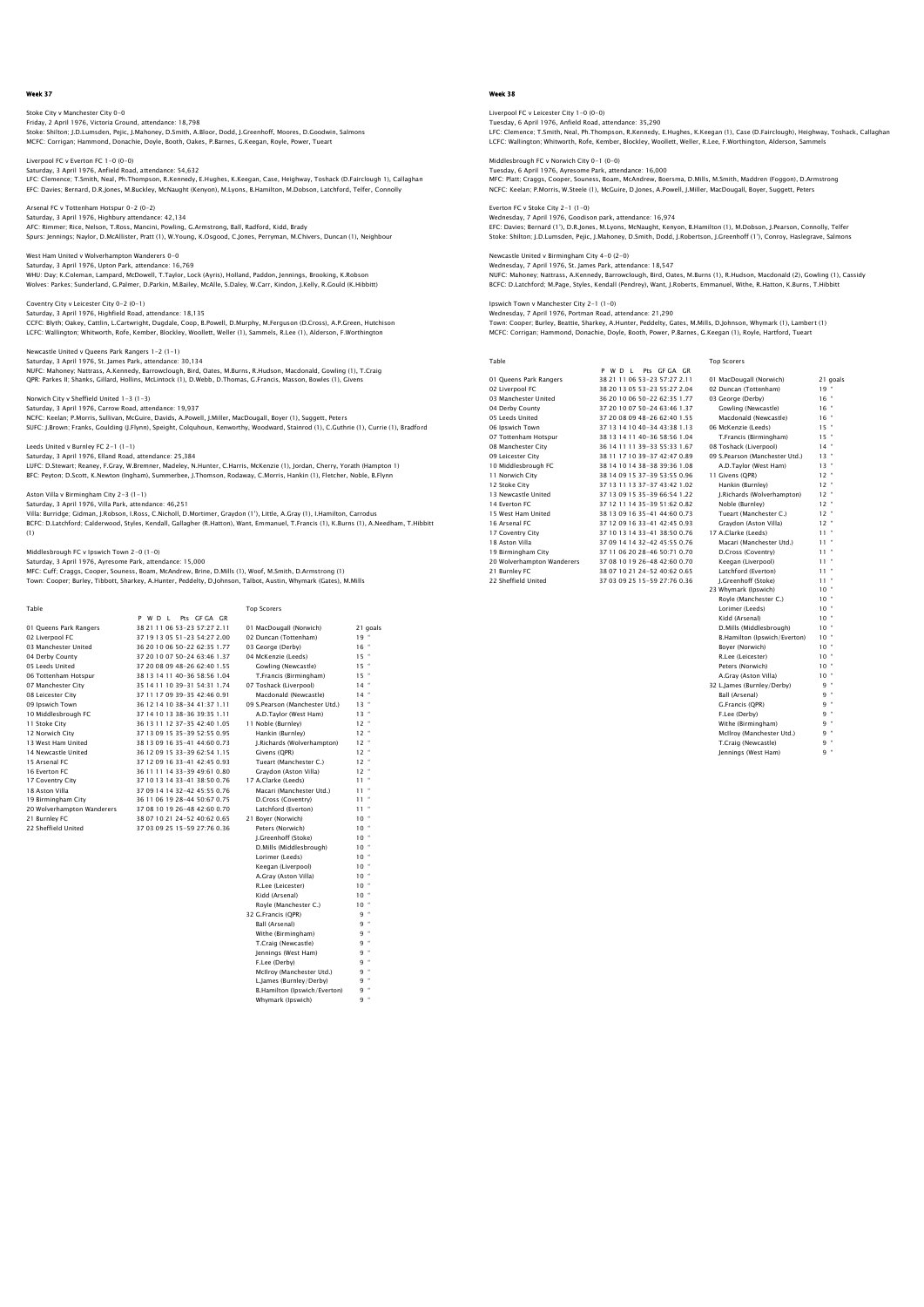## Week 37

Stoke City v Manchester City 0–0
Friday, 2 April 1976, Victoria Ground, attendance: 18,798
Stoke: Shilton; J.D.Lumsden, Pejic, J.Mahoney, D.Smith, A.Bloor, Dodd, J.Greenhoff, Moores, D.Goodwin, Salmons
MCFC: Corrigan; Hammond, Donachie, Doyle, Booth, Oakes, P.Barnes, G.Keegan, Royle, Power, Tueart

Liverpool FC v Everton FC 1–0 (0–0)
Saturday, 3 April 1976, Anfield Road, attendance: 54,632
LFC: Clemence; T.Smith, Neal, Ph.Thompson, R.Kennedy, E.Hughes, K.Keegan, Case, Heighway, Toshack (D.Fairclough 1), Callaghan
EFC: Davies; Bernard, D.R.Jones, M.Buckley, McNaught (Kenyon), M.Lyons, B.Hamilton, M.Dobson, Latchford, Telfer, Connolly

Arsenal FC v Tottenham Hotspur 0–2 (0–2)
Saturday, 3 April 1976, Highbury attendance: 42,134
AFC: Rimmer; Rice, Nelson, T.Ross, Mancini, Powling, G.Armstrong, Ball, Radford, Kidd, Brady
Spurs: Jennings; Naylor, D.McAllister, Pratt (1), W.Young, K.Osgood, C.Jones, Perryman, M.Chivers, Duncan (1), Neighbour

West Ham United v Wolverhampton Wanderers 0–0
Saturday, 3 April 1976, Upton Park, attendance: 16,769
WHU: Day; K.Coleman, Lampard, McDowell, T.Taylor, Lock (Ayris), Holland, Paddon, Jennings, Brooking, K.Robson
Wolves: Parkes; Sunderland, G.Palmer, D.Parkin, M.Bailey, McAlle, S.Daley, W.Carr, Kindon, J.Kelly, R.Gould (K.Hibbitt)

Coventry City v Leicester City 0–2 (0–1)
Saturday, 3 April 1976, Highfield Road, attendance: 18,135
CCFC: Blyth; Oakey, Cattlin, L.Cartwright, Dugdale, Coop, B.Powell, D.Murphy, M.Ferguson (D.Cross), A.P.Green, Hutchison
LCFC: Wallington; Whitworth, Rofe, Kember, Blockley, Woollett, Weller (1), Sammels, R.Lee (1), Alderson, F.Worthington

Newcastle United v Queens Park Rangers 1–2 (1–1)
Saturday, 3 April 1976, St. James Park, attendance: 30,134
NUFC: Mahoney; Nattrass, A.Kennedy, Barrowclough, Bird, Oates, M.Burns, R.Hudson, Macdonald, Gowling (1), T.Craig
QPR: Parkes II; Shanks, Gillard, Hollins, McLintock (1), D.Webb, D.Thomas, G.Francis, Masson, Bowles (1), Givens

Norwich City v Sheffield United 1–3 (1–3)
Saturday, 3 April 1976, Carrow Road, attendance: 19,937
NCFC: Keelan; P.Morris, Sullivan, McGuire, Davids, A.Powell, J.Miller, MacDougall, Boyer (1), Suggett, Peters
SUFC: J.Brown; Franks, Goulding (J.Flynn), Speight, Colquhoun, Kenworthy, Woodward, Stainrod (1), C.Guthrie (1), Currie (1), Bradford

Leeds United v Burnley FC 2–1 (1–1)
Saturday, 3 April 1976, Elland Road, attendance: 25,384
LUFC: D.Stewart; Reaney, F.Gray, W.Bremner, Madeley, N.Hunter, C.Harris, McKenzie (1), Jordan, Cherry, Yorath (Hampton 1)
BFC: Peyton; D.Scott, K.Newton (Ingham), Summerbee, J.Thomson, Rodaway, C.Morris, Hankin (1), Fletcher, Noble, B.Flynn

Aston Villa v Birmingham City 2–3 (1–1)
Saturday, 3 April 1976, Villa Park, attendance: 46,251
Villa: Burridge; Gidman, J.Robson, I.Ross, C.Nicholl, D.Mortimer, Graydon (1'), Little, A.Gray (1), I.Hamilton, Carrodus
BCFC: D.Latchford; Calderwood, Styles, Kendall, Gallagher (R.Hatton), Want, Emmanuel, T.Francis (1), K.Burns (1), A.Needham, T.Hibbitt (1)

Middlesbrough FC v Ipswich Town 2–0 (1–0)
Saturday, 3 April 1976, Ayresome Park, attendance: 15,000
MFC: Cuff; Craggs, Cooper, Souness, Boam, McAndrew, Brine, D.Mills (1), Woof, M.Smith, D.Armstrong (1)
Town: Cooper; Burley, Tibbott, Sharkey, A.Hunter, Peddelty, D.Johnson, Talbot, Austin, Whymark (Gates), M.Mills

Table

| | P | W | D | L | Pts | GF | GA | GR |
|---|---|---|---|---|---|---|---|---|
| 01 Queens Park Rangers | 38 | 21 | 11 | 06 | 53 | 57 | 27 | 2.11 |
| 02 Liverpool FC | 37 | 19 | 13 | 05 | 51 | 54 | 27 | 2.00 |
| 03 Manchester United | 36 | 20 | 10 | 06 | 50 | 62 | 35 | 1.77 |
| 04 Derby County | 37 | 20 | 10 | 07 | 50 | 63 | 46 | 1.37 |
| 05 Leeds United | 37 | 20 | 08 | 09 | 48 | 62 | 40 | 1.55 |
| 06 Tottenham Hotspur | 38 | 13 | 14 | 11 | 40 | 58 | 56 | 1.04 |
| 07 Manchester City | 35 | 14 | 11 | 10 | 39 | 54 | 31 | 1.74 |
| 08 Leicester City | 37 | 11 | 17 | 09 | 39 | 46 | 42 | 0.91 |
| 09 Ipswich Town | 36 | 12 | 14 | 10 | 38 | 41 | 37 | 1.11 |
| 10 Middlesbrough FC | 37 | 14 | 10 | 13 | 38 | 39 | 35 | 1.11 |
| 11 Stoke City | 36 | 13 | 11 | 12 | 37 | 42 | 40 | 1.05 |
| 12 Norwich City | 37 | 13 | 09 | 15 | 35 | 52 | 55 | 0.95 |
| 13 West Ham United | 38 | 13 | 09 | 16 | 35 | 44 | 60 | 0.73 |
| 14 Newcastle United | 36 | 12 | 09 | 15 | 33 | 62 | 54 | 1.15 |
| 15 Arsenal FC | 37 | 12 | 09 | 16 | 33 | 42 | 45 | 0.93 |
| 16 Everton FC | 36 | 11 | 11 | 14 | 33 | 49 | 61 | 0.80 |
| 17 Coventry City | 37 | 10 | 13 | 14 | 33 | 41 | 38 | 50 0.76 |
| 18 Aston Villa | 37 | 09 | 14 | 14 | 32 | 42 | 55 | 0.76 |
| 19 Birmingham City | 36 | 11 | 06 | 19 | 28 | 44 | 50 | 0.75 |
| 20 Wolverhampton Wanderers | 37 | 08 | 10 | 19 | 26 | 48 | 60 | 0.70 |
| 21 Burnley FC | 38 | 07 | 10 | 21 | 24 | 52 | 40 | 62 0.65 |
| 22 Sheffield United | 37 | 03 | 09 | 25 | 15 | 59 | 27 | 76 0.36 |

Top Scorers

| | | |
|---|---|---|
| 01 | MacDougall (Norwich) | 21 goals |
| 02 | Duncan (Tottenham) | 19 " |
| 03 | George (Derby) | 16 " |
| 04 | McKenzie (Leeds) | 15 " |
| | Gowling (Newcastle) | 15 " |
| | T.Francis (Birmingham) | 15 " |
| 07 | Toshack (Liverpool) | 14 " |
| | Macdonald (Newcastle) | 14 " |
| 09 | S.Pearson (Manchester Utd.) | 13 " |
| | A.D.Taylor (West Ham) | 13 " |
| 11 | Noble (Burnley) | 12 " |
| | Hankin (Burnley) | 12 " |
| | J.Richards (Wolverhampton) | 12 " |
| | Givens (QPR) | 12 " |
| | Tueart (Manchester C.) | 12 " |
| | Graydon (Aston Villa) | 12 " |
| 17 | A.Clarke (Leeds) | 11 " |
| | Macari (Manchester Utd.) | 11 " |
| | Latchford (Everton) | 11 " |
| | D.Cross (Coventry) | 11 " |
| 21 | Boyer (Norwich) | 10 " |
| | Peters (Norwich) | 10 " |
| | J.Greenhoff (Stoke) | 10 " |
| | D.Mills (Middlesbrough) | 10 " |
| | Lorimer (Leeds) | 10 " |
| | Keegan (Liverpool) | 10 " |
| | A.Gray (Aston Villa) | 10 " |
| | R.Lee (Leicester) | 10 " |
| | Kidd (Arsenal) | 10 " |
| | Royle (Manchester C.) | 10 " |
| 32 | G.Francis (QPR) | 9 " |
| | Ball (Arsenal) | 9 " |
| | Withe (Birmingham) | 9 " |
| | T.Craig (Newcastle) | 9 " |
| | Jennings (West Ham) | 9 " |
| | F.Lee (Derby) | 9 " |
| | McIlroy (Manchester Utd.) | 9 " |
| | L.James (Burnley/Derby) | 9 " |
| | B.Hamilton (Ipswich/Everton) | 9 " |
| | Whymark (Ipswich) | 9 " |

## Week 38

Liverpool FC v Leicester City 1–0 (0–0)
Tuesday, 6 April 1976, Anfield Road, attendance: 35,290
LFC: Clemence; T.Smith, Neal, Ph.Thompson, R.Kennedy, E.Hughes, K.Keegan (1), Case (D.Fairclough), Heighway, Toshack, Callaghan
LCFC: Wallington; Whitworth, Rofe, Kember, Blockley, Woollett, Weller, R.Lee, F.Worthington, Alderson, Sammels

Middlesbrough FC v Norwich City 0–1 (0–0)
Tuesday, 6 April 1976, Ayresome Park, attendance: 16,000
MFC: Platt; Craggs, Cooper, Souness, Boam, McAndrew, Bersma, D.Mills, M.Smith, Maddren (Foggon), D.Armstrong
NCFC: Keelan; P.Morris, W.Steele (1), McGuire, D.Jones, A.Powell, J.Miller, MacDougall, Boyer, Suggett, Peters

Everton FC v Stoke City 2–1 (1–0)
Wednesday, 7 April 1976, Goodison park, attendance: 16,974
EFC: Davies; Bernard (1'), D.R.Jones, M.Lyons, McNaught, Kenyon, B.Hamilton (1), M.Dobson, J.Pearson, Connolly, Telfer
Stoke: Shilton; J.D.Lumsden, Pejic, J.Mahoney, D.Smith, Dodd, J.Robertson, J.Greenhoff (1'), Conroy, Haslegrave, Salmons

Newcastle United v Birmingham City 4–0 (2–0)
Wednesday, 7 April 1976, St. James Park, attendance: 18,547
NUFC: Mahoney; Nattrass, A.Kennedy, Barrowclough, Bird, Oates, M.Burns (1), R.Hudson, Macdonald (2), Gowling (1), Cassidy
BCFC: D.Latchford; M.Page, Styles, Kendall (Pendrey), Want, J.Roberts, Emmanuel, Withe, R.Hatton, K.Burns, T.Hibbitt

Ipswich Town v Manchester City 2–1 (1–0)
Wednesday, 7 April 1976, Portman Road, attendance: 21,290
Town: Cooper; Burley, Beattie, Sharkey, A.Hunter, Peddelty, Gates, M.Mills, D.Johnson, Whymark (1), Lambert (1)
MCFC: Corrigan; Hammond, Donachie, Doyle, Booth, Power, P.Barnes, G.Keegan (1), Royle, Hartford, Tueart

Table

| | P | W | D | L | Pts | GF | GA | GR |
|---|---|---|---|---|---|---|---|---|
| 01 Queens Park Rangers | 38 | 21 | 11 | 06 | 53 | 57 | 27 | 2.11 |
| 02 Liverpool FC | 38 | 20 | 13 | 05 | 53 | 55 | 27 | 2.04 |
| 03 Manchester United | 36 | 20 | 10 | 06 | 50 | 62 | 35 | 1.77 |
| 04 Derby County | 37 | 20 | 10 | 07 | 50 | 63 | 46 | 1.37 |
| 05 Leeds United | 37 | 20 | 08 | 09 | 48 | 62 | 40 | 1.55 |
| 06 Ipswich Town | 37 | 13 | 14 | 10 | 40 | 43 | 38 | 1.13 |
| 07 Tottenham Hotspur | 38 | 13 | 14 | 11 | 40 | 58 | 56 | 1.04 |
| 08 Manchester City | 36 | 14 | 11 | 11 | 39 | 55 | 33 | 1.67 |
| 09 Leicester City | 38 | 11 | 17 | 10 | 39 | 46 | 42 | 0.89 |
| 10 Middlesbrough FC | 38 | 14 | 10 | 14 | 38 | 39 | 36 | 1.08 |
| 11 Norwich City | 38 | 14 | 09 | 15 | 37 | 53 | 55 | 0.96 |
| 12 Stoke City | 37 | 13 | 11 | 13 | 37 | 43 | 42 | 1.02 |
| 13 Newcastle United | 37 | 13 | 09 | 15 | 35 | 66 | 54 | 1.22 |
| 14 Everton FC | 37 | 12 | 11 | 14 | 35 | 51 | 62 | 0.82 |
| 15 West Ham United | 38 | 13 | 09 | 16 | 35 | 44 | 60 | 0.73 |
| 16 Arsenal FC | 37 | 12 | 09 | 16 | 33 | 42 | 45 | 0.93 |
| 17 Coventry City | 37 | 10 | 13 | 14 | 33 | 38 | 50 | 0.76 |
| 18 Aston Villa | 37 | 09 | 14 | 14 | 32 | 42 | 55 | 0.76 |
| 19 Birmingham City | 37 | 11 | 06 | 20 | 28 | 46 | 71 | 0.70 |
| 20 Wolverhampton Wanderers | 37 | 08 | 10 | 19 | 26 | 48 | 60 | 0.70 |
| 21 Burnley FC | 38 | 07 | 10 | 21 | 24 | 40 | 62 | 0.65 |
| 22 Sheffield United | 37 | 03 | 09 | 25 | 15 | 27 | 76 | 0.36 |

Top Scorers

| | | |
|---|---|---|
| 01 | MacDougall (Norwich) | 21 goals |
| 02 | Duncan (Tottenham) | 19 " |
| 03 | George (Derby) | 16 " |
| | Gowling (Newcastle) | 16 " |
| | Macdonald (Newcastle) | 16 " |
| 06 | McKenzie (Leeds) | 15 " |
| | T.Francis (Birmingham) | 15 " |
| 08 | Toshack (Liverpool) | 14 " |
| 09 | S.Pearson (Manchester Utd.) | 13 " |
| | A.D.Taylor (West Ham) | 13 " |
| 11 | Givens (QPR) | 12 " |
| | Hankin (Burnley) | 12 " |
| | J.Richards (Wolverhampton) | 12 " |
| | Noble (Burnley) | 12 " |
| | Tueart (Manchester C.) | 12 " |
| | Graydon (Aston Villa) | 12 " |
| 17 | A.Clarke (Leeds) | 11 " |
| | Macari (Manchester Utd.) | 11 " |
| | D.Cross (Coventry) | 11 " |
| | Keegan (Liverpool) | 11 " |
| | Latchford (Everton) | 11 " |
| | J.Greenhoff (Stoke) | 11 " |
| 23 | Whymark (Ipswich) | 10 " |
| | Royle (Manchester C.) | 10 " |
| | Lorimer (Leeds) | 10 " |
| | Kidd (Arsenal) | 10 " |
| | D.Mills (Middlesbrough) | 10 " |
| | B.Hamilton (Ipswich/Everton) | 10 " |
| | Boyer (Norwich) | 10 " |
| | R.Lee (Leicester) | 10 " |
| | Peters (Norwich) | 10 " |
| | A.Gray (Aston Villa) | 10 " |
| 32 | L.James (Burnley/Derby) | 9 " |
| | Ball (Arsenal) | 9 " |
| | G.Francis (QPR) | 9 " |
| | F.Lee (Derby) | 9 " |
| | Withe (Birmingham) | 9 " |
| | McIlroy (Manchester Utd.) | 9 " |
| | T.Craig (Newcastle) | 9 " |
| | Jennings (West Ham) | 9 " |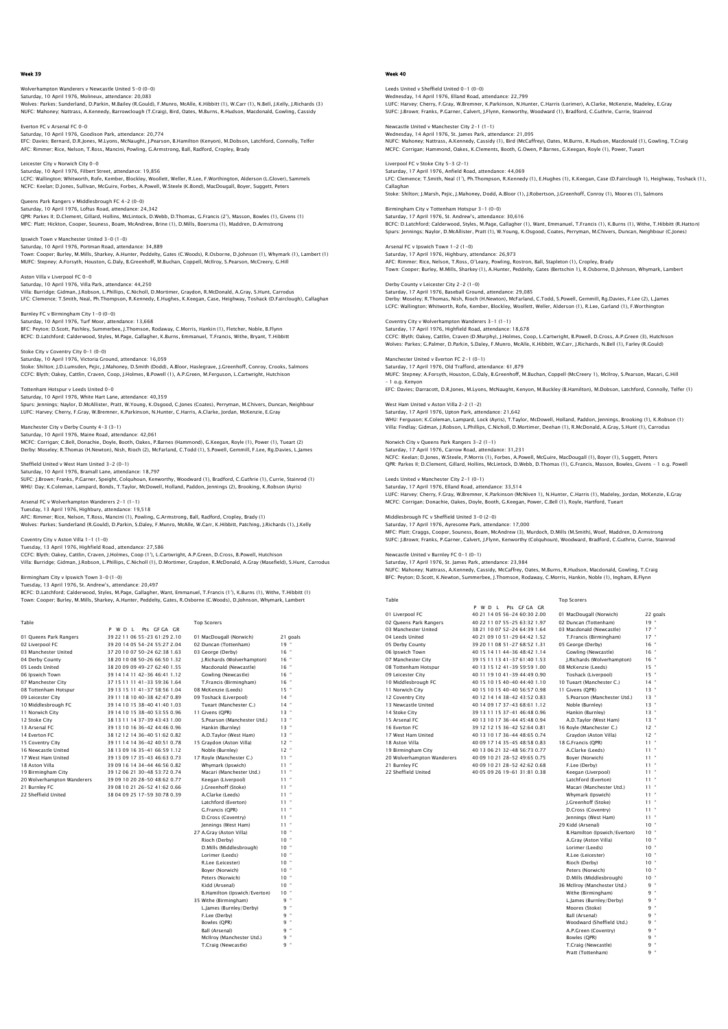## Week 39

Wolverhampton Wanderers v Newcastle United 5-0 (0-0)
Saturday, 10 April 1976, Molineux, attendance: 20,083
Wolves: Parkes; Sunderland, D.Parkin, M.Bailey (R.Gould), F.Munro, McAlle, K.Hibbitt (1), W.Carr (1), N.Bell, J.Kelly, J.Richards (3)
NUFC: Mahoney; Nattrass, A.Kennedy, Barrowclough (T.Craig), Bird, Oates, M.Burns, R.Hudson, Macdonald, Gowling, Cassidy

Everton FC v Arsenal FC 0-0
Saturday, 10 April 1976, Goodison Park, attendance: 20,774
EFC: Davies; Bernard, D.R.Jones, M.Lyons, McNaught, J.Pearson, B.Hamilton (Kenyon), M.Dobson, Latchford, Connolly, Telfer
AFC: Rimmer; Rice, Nelson, T.Ross, Mancini, Powling, G.Armstrong, Ball, Radford, Cropley, Brady

Leicester City v Norwich City 0-0
Saturday, 10 April 1976, Filbert Street, attendance: 19,856
LCFC: Wallington; Whitworth, Rofe, Kember, Blockley, Woollett, Weller, R.Lee, F.Worthington, Alderson (L.Glover), Sammels
NCFC: Keelan; D.Jones, Sullivan, McGuire, Forbes, A.Powell, W.Steele (K.Bond), MacDougall, Boyer, Suggett, Peters

Queens Park Rangers v Middlesbrough FC 4-2 (0-0)
Saturday, 10 April 1976, Loftus Road, attendance: 24,342
QPR: Parkes II; D.Clement, Gillard, Hollins, McLintock, D.Webb, D.Thomas, G.Francis (2'), Masson, Bowles (1), Givens (1)
MFC: Platt; Hickton, Cooper, Souness, Boam, McAndrew, Brine (1), D.Mills, Boersma (1), Maddren, D.Armstrong

Ipswich Town v Manchester United 3-0 (1-0)
Saturday, 10 April 1976, Portman Road, attendance: 34,889
Town: Cooper; Burley, M.Mills, Sharkey, A.Hunter, Peddelty, Gates (C.Woods), R.Osborne, D.Johnson (1), Whymark (1), Lambert (1)
MUFC: Stepney; A.Forsyth, Houston, G.Daly, B.Greenhoff, M.Buchan, Coppell, McIlroy, S.Pearson, McCreery, G.Hill

Aston Villa v Liverpool FC 0-0
Saturday, 10 April 1976, Villa Park, attendance: 44,250
Villa: Burridge; Gidman, J.Robson, L.Phillips, C.Nicholl, D.Mortimer, Graydon, R.McDonald, A.Gray, S.Hunt, Carrodus
LFC: Clemence; T.Smith, Neal, Ph.Thompson, R.Kennedy, E.Hughes, K.Keegan, Case, Heighway, Toshack (D.Fairclough), Callaghan

Burnley FC v Birmingham City 1-0 (0-0)
Saturday, 10 April 1976, Turf Moor, attendance: 13,668
BFC: Peyton; D.Scott, Pashley, Summerbee, J.Thomson, Rodaway, C.Morris, Hankin (1), Fletcher, Noble, B.Flynn
BCFC: D.Latchford; Calderwood, Styles, M.Page, Gallagher, K.Burns, Emmanuel, T.Francis, Withe, Bryant, T.Hibbitt

Stoke City v Coventry City 0-1 (0-0)
Saturday, 10 April 1976, Victoria Ground, attendance: 16,059
Stoke: Shilton; J.D.Lumsden, Pejic, J.Mahoney, D.Smith (Dodd), A.Bloor, Haslegrave, J.Greenhoff, Conroy, Crooks, Salmons
CCFC: Blyth; Oakey, Cattlin, Craven, Coop, J.Holmes, B.Powell (1), A.P.Green, M.Ferguson, L.Cartwright, Hutchison

Tottenham Hotspur v Leeds United 0-0
Saturday, 10 April 1976, White Hart Lane, attendance: 40,359
Spurs: Jennings; Naylor, D.McAllister, Pratt, W.Young, K.Osgood, C.Jones (Coates), Perryman, M.Chivers, Duncan, Neighbour
LUFC: Harvey; Cherry, F.Gray, W.Bremner, K.Parkinson, N.Hunter, C.Harris, A.Clarke, Jordan, McKenzie, E.Gray

Manchester City v Derby County 4-3 (3-1)
Saturday, 10 April 1976, Maine Road, attendance: 42,061
MCFC: Corrigan; C.Bell, Donachie, Doyle, Booth, Oakes, P.Barnes (Hammond), G.Keegan, Royle (1), Power (1), Tueart (2)
Derby: Moseley; R.Thomas (H.Newton), Nish, Rioch (2), McFarland, C.Todd (1), S.Powell, Gemmill, F.Lee, Rg.Davies, L.James

Sheffield United v West Ham United 3-2 (0-1)
Saturday, 10 April 1976, Bramall Lane, attendance: 18,797
SUFC: J.Brown; Franks, P.Garner, Speight, Colquhoun, Kenworthy, Woodward (1), Bradford, C.Guthrie (1), Currie, Stainrod (1)
WHU: Day; K.Coleman, Lampard, Bonds, T.Taylor, McDowell, Holland, Paddon, Jennings (2), Brooking, K.Robson (Ayris)

Arsenal FC v Wolverhampton Wanderers 2-1 (1-1)
Tuesday, 13 April 1976, Highbury, attendance: 19,518
AFC: Rimmer; Rice, Nelson, T.Ross, Mancini (1), Powling, G.Armstrong, Ball, Radford, Cropley, Brady (1)
Wolves: Parkes; Sunderland (R.Gould), D.Parkin, S.Daley, F.Munro, McAlle, W.Carr, K.Hibbitt, Patching, J.Richards (1), J.Kelly

Coventry City v Aston Villa 1-1 (1-0)
Tuesday, 13 April 1976, Highfield Road, attendance: 27,586
CCFC: Blyth; Oakey, Cattlin, Craven, J.Holmes, Coop (1'), L.Cartwright, A.P.Green, D.Cross, B.Powell, Hutchison
Villa: Burridge; Gidman, J.Robson, L.Phillips, C.Nicholl (1), D.Mortimer, Graydon, R.McDonald, A.Gray (Masefield), S.Hunt, Carrodus

Birmingham City v Ipswich Town 3-0 (1-0)
Tuesday, 13 April 1976, St. Andrew's, attendance: 20,497
BCFC: D.Latchford; Calderwood, Styles, M.Page, Gallagher, Want, Emmanuel, T.Francis (1'), K.Burns (1), Withe, T.Hibbitt (1)
Town: Cooper; Burley, M.Mills, Sharkey, A.Hunter, Peddelty, Gates, R.Osborne (C.Woods), D.Johnson, Whymark, Lambert

### Table

| | P | W | D | L | Pts | GF | GA | GR |
|---|---|---|---|---|---|---|---|---|
| 01 Queens Park Rangers | 39 | 22 | 11 | 06 | 55 | 63 | 30 | 2.10 |
| 02 Liverpool FC | 39 | 20 | 14 | 05 | 54 | 55 | 27 | 2.04 |
| 03 Manchester United | 37 | 20 | 10 | 07 | 50 | 62 | 38 | 1.63 |
| 04 Derby County | 38 | 20 | 10 | 08 | 50 | 66 | 50 | 1.32 |
| 05 Leeds United | 38 | 20 | 09 | 09 | 49 | 62 | 40 | 1.55 |
| 06 Ipswich Town | 39 | 14 | 14 | 11 | 42 | 46 | 41 | 1.12 |
| 07 Manchester City | 37 | 15 | 11 | 11 | 41 | 59 | 36 | 1.64 |
| 08 Tottenham Hotspur | 39 | 13 | 15 | 11 | 41 | 58 | 56 | 1.04 |
| 09 Leicester City | 39 | 11 | 18 | 10 | 40 | 42 | 47 | 0.89 |
| 10 Middlesbrough FC | 39 | 14 | 10 | 15 | 38 | 40 | 41 | 0.98 |
| 11 Norwich City | 39 | 14 | 10 | 15 | 38 | 55 | 55 | 1.00 |
| 12 Stoke City | 38 | 13 | 11 | 14 | 37 | 43 | 43 | 1.00 |
| 13 Arsenal FC | 39 | 13 | 10 | 16 | 36 | 42 | 44 | 0.95 |
| 14 Everton FC | 38 | 12 | 12 | 14 | 36 | 51 | 62 | 0.82 |
| 15 Coventry City | 39 | 11 | 14 | 14 | 36 | 40 | 51 | 0.78 |
| 16 Newcastle United | 38 | 13 | 09 | 16 | 35 | 66 | 59 | 1.12 |
| 17 West Ham United | 39 | 13 | 09 | 17 | 35 | 46 | 63 | 0.73 |
| 18 Aston Villa | 39 | 09 | 16 | 14 | 34 | 44 | 46 | 0.96 |
| 19 Birmingham City | 39 | 12 | 06 | 21 | 30 | 48 | 53 | 0.74 |
| 20 Wolverhampton Wanderers | 39 | 09 | 10 | 20 | 28 | 50 | 48 | 0.77 |
| 21 Burnley FC | 39 | 08 | 10 | 21 | 26 | 42 | 62 | 0.66 |
| 22 Sheffield United | 38 | 04 | 09 | 25 | 17 | 59 | 30 | 0.39 |

### Top Scorers

| | |
|---|---|
| 01 MacDougall (Norwich) | 21 goals |
| 02 Duncan (Tottenham) | 19 " |
| 03 George (Derby) | 16 " |
| J.Richards (Wolverhampton) | 16 " |
| Macdonald (Newcastle) | 16 " |
| Gowling (Newcastle) | 16 " |
| T.Francis (Birmingham) | 16 " |
| 08 McKenzie (Leeds) | 15 " |
| 09 Toshack (Liverpool) | 14 " |
| Tueart (Manchester C.) | 14 " |
| 11 Givens (QPR) | 13 " |
| S.Pearson (Manchester Utd.) | 13 " |
| Hankin (Burnley) | 13 " |
| A.D.Taylor (West Ham) | 13 " |
| 15 Graydon (Aston Villa) | 12 " |
| Noble (Burnley) | 12 " |
| 17 Royle (Manchester C.) | 11 " |
| Whymark (Ipswich) | 11 " |
| Macari (Manchester Utd.) | 11 " |
| Keegan (Liverpool) | 11 " |
| J.Greenhoff (Stoke) | 11 " |
| A.Clarke (Leeds) | 11 " |
| Latchford (Everton) | 11 " |
| G.Francis (QPR) | 11 " |
| D.Cross (Coventry) | 11 " |
| Jennings (West Ham) | 11 " |
| 27 A.Gray (Aston Villa) | 10 " |
| Rioch (Derby) | 10 " |
| D.Mills (Middlesbrough) | 10 " |
| Lorimer (Leeds) | 10 " |
| R.Lee (Leicester) | 10 " |
| Boyer (Norwich) | 10 " |
| Peters (Norwich) | 10 " |
| Kidd (Arsenal) | 10 " |
| B.Hamilton (Ipswich/Everton) | 10 " |
| 35 Withe (Birmingham) | 9 " |
| L.James (Burnley/Derby) | 9 " |
| F.Lee (Derby) | 9 " |
| Bowles (QPR) | 9 " |
| Ball (Arsenal) | 9 " |
| McIlroy (Manchester Utd.) | 9 " |
| T.Craig (Newcastle) | 9 " |

## Week 40

Leeds United v Sheffield United 0-1 (0-0)
Wednesday, 14 April 1976, Elland Road, attendance: 22,799
LUFC: Harvey; Cherry, F.Gray, W.Bremner, K.Parkinson, N.Hunter, C.Harris (Lorimer), A.Clarke, McKenzie, Madeley, E.Gray
SUFC: J.Brown; Franks, P.Garner, Calvert, J.Flynn, Kenworthy, Woodward (1), Bradford, C.Guthrie, Currie, Stainrod

Newcastle United v Manchester City 2-1 (1-1)
Wednesday, 14 April 1976, St. James Park, attendance: 21,095
NUFC: Mahoney; Nattrass, A.Kennedy, Cassidy (1), Bird (McCaffrey), Oates, M.Burns, R.Hudson, Macdonald (1), Gowling, T.Craig
MCFC: Corrigan; Hammond, Oakes, K.Clements, Booth, G.Owen, P.Barnes, G.Keegan, Royle (1), Power, Tueart

Liverpool FC v Stoke City 5-3 (2-1)
Saturday, 17 April 1976, Anfield Road, attendance: 44,069
LFC: Clemence; T.Smith, Neal (1'), Ph.Thompson, R.Kennedy (1), E.Hughes (1), K.Keegan, Case (D.Fairclough (1), Heighway, Toshack (1), Callaghan
Stoke: Shilton; J.Marsh, Pejic, J.Mahoney, Dodd, A.Bloor (1), J.Robertson, J.Greenhoff, Conroy (1), Moores (1), Salmons

Birmingham City v Tottenham Hotspur 3-1 (0-0)
Saturday, 17 April 1976, St. Andrew's, attendance: 30,616
BCFC: D.Latchford; Calderwood, Styles, M.Page, Gallagher (1), Want, Emmanuel, T.Francis (1), K.Burns (1), Withe, T.Hibbitt (R.Hatton)
Spurs: Jennings; Naylor, D.McAllister, Pratt (1), W.Young, K.Osgood, Coates, Perryman, M.Chivers, Duncan, Neighbour (C.Jones)

Arsenal FC v Ipswich Town 1-2 (1-0)
Saturday, 17 April 1976, Highbury, attendance: 26,973
AFC: Rimmer; Rice, Nelson, T.Ross, O'Leary, Powling, Rostron, Ball, Stapleton (1), Cropley, Brady
Town: Cooper; Burley, M.Mills, Sharkey (1), A.Hunter, Peddelty, Gates (Bertschin 1), R.Osborne, D.Johnson, Whymark, Lambert

Derby County v Leicester City 2-2 (1-0)
Saturday, 17 April 1976, Baseball Ground, attendance: 29,085
Derby: Moseley; R.Thomas, Nish, Rioch (H.Newton), McFarland, C.Todd, S.Powell, Gemmill, Rg.Davies, F.Lee (2), L.James
LCFC: Wallington; Whitworth, Rofe, Kember, Blockley, Woollett, Weller, Alderson (1), R.Lee, Garland (1), F.Worthington

Coventry City v Wolverhampton Wanderers 3-1 (1-1)
Saturday, 17 April 1976, Highfield Road, attendance: 18,678
CCFC: Blyth; Oakey, Cattlin, Craven (D.Murphy), J.Holmes, Coop, L.Cartwright, B.Powell, D.Cross, A.P.Green (3), Hutchison
Wolves: Parkes; G.Palmer, D.Parkin, S.Daley, F.Munro, McAlle, K.Hibbitt, W.Carr, J.Richards, N.Bell (1), Farley (R.Gould)

Manchester United v Everton FC 2-1 (0-1)
Saturday, 17 April 1976, Old Trafford, attendance: 61,879
MUFC: Stepney; A.Forsyth, Houston, G.Daly, B.Greenhoff, M.Buchan, Coppell (McCreery 1), McIlroy, S.Pearson, Macari, G.Hill - 1 o.g. Kenyon
EFC: Davies; Darracott, D.R.Jones, M.Lyons, McNaught, Kenyon, M.Buckley (B.Hamilton), M.Dobson, Latchford, Connolly, Telfer (1)

West Ham United v Aston Villa 2-2 (1-2)
Saturday, 17 April 1976, Upton Park, attendance: 21,642
WHU: Ferguson; K.Coleman, Lampard, Lock (Ayris), T.Taylor, McDowell, Holland, Paddon, Jennings, Brooking (1), K.Robson (1)
Villa: Findlay; Gidman, J.Robson, L.Phillips, C.Nicholl, D.Mortimer, Deehan (1), R.McDonald, A.Gray, S.Hunt (1), Carrodus

Norwich City v Queens Park Rangers 3-2 (1-1)
Saturday, 17 April 1976, Carrow Road, attendance: 31,231
NCFC: Keelan; D.Jones, W.Steele, P.Morris (1), Forbes, A.Powell, McGuire, MacDougall (1), Boyer (1), Suggett, Peters
QPR: Parkes II; D.Clement, Gillard, Hollins, McLintock, D.Webb, D.Thomas (1), G.Francis, Masson, Bowles, Givens - 1 o.g. Powell

Leeds United v Manchester City 2-1 (0-0)
Saturday, 17 April 1976, Elland Road, attendance: 33,514
LUFC: Harvey; Cherry, F.Gray, W.Bremner, K.Parkinson (McNiven 1), N.Hunter, C.Harris (1), Madeley, Jordan, McKenzie, E.Gray
MCFC: Corrigan; Donachie, Oakes, Doyle, Booth, G.Keegan, Power, C.Bell (1), Royle, Hartford, Tueart

Middlesbrough FC v Sheffield United 3-0 (2-0)
Saturday, 17 April 1976, Ayresome Park, attendance: 17,000
MFC: Platt; Craggs, Cooper, Souness, Boam, McAndrew (3), Murdoch, D.Mills (M.Smith), Woof, Maddren, D.Armstrong
SUFC: J.Brown; Franks, P.Garner, Calvert, J.Flynn, Kenworthy (Colquhoun), Woodward, Bradford, C.Guthrie, Currie, Stainrod

Newcastle United v Burnley FC 0-1 (0-1)
Saturday, 17 April 1976, St. James Park, attendance: 23,984
NUFC: Mahoney; Nattrass, A.Kennedy, Cassidy, McCaffrey, Oates, M.Burns, R.Hudson, Macdonald, Gowling, T.Craig
BFC: Peyton; D.Scott, K.Newton, Summerbee, J.Thomson, Rodaway, C.Morris, Hankin, Noble (1), Ingham, B.Flynn

### Table

| | P | W | D | L | Pts | GF | GA | GR |
|---|---|---|---|---|---|---|---|---|
| 01 Liverpool FC | 40 | 21 | 14 | 05 | 56 | 24 | 60 | 30 2.00 |
| 02 Queens Park Rangers | 40 | 22 | 11 | 07 | 55 | 25 | 63 | 32 1.97 |
| 03 Manchester United | 38 | 21 | 10 | 07 | 52 | 24 | 64 | 39 1.64 |
| 04 Leeds United | 40 | 21 | 09 | 10 | 51 | 29 | 64 | 42 1.52 |
| 05 Derby County | 39 | 20 | 11 | 08 | 51 | 27 | 68 | 52 1.31 |
| 06 Ipswich Town | 40 | 15 | 14 | 11 | 44 | 36 | 48 | 42 1.14 |
| 07 Manchester City | 39 | 15 | 11 | 13 | 41 | 37 | 61 | 40 1.53 |
| 08 Tottenham Hotspur | 40 | 13 | 15 | 12 | 41 | 39 | 59 | 59 1.00 |
| 09 Leicester City | 40 | 11 | 19 | 10 | 41 | 39 | 44 | 49 0.90 |
| 10 Middlesbrough FC | 40 | 15 | 10 | 15 | 40 | 40 | 44 | 40 1.10 |
| 11 Norwich City | 40 | 15 | 10 | 15 | 40 | 40 | 56 | 57 0.98 |
| 12 Coventry City | 40 | 12 | 14 | 14 | 38 | 42 | 43 | 52 0.83 |
| 13 Newcastle United | 40 | 14 | 09 | 17 | 37 | 43 | 68 | 61 1.12 |
| 14 Stoke City | 39 | 13 | 11 | 15 | 37 | 41 | 46 | 48 0.96 |
| 15 Arsenal FC | 40 | 13 | 10 | 17 | 36 | 44 | 45 | 48 0.94 |
| 16 Everton FC | 39 | 12 | 12 | 15 | 36 | 42 | 52 | 64 0.81 |
| 17 West Ham United | 40 | 13 | 10 | 17 | 36 | 44 | 48 | 65 0.74 |
| 18 Aston Villa | 40 | 09 | 17 | 14 | 35 | 45 | 48 | 58 0.83 |
| 19 Birmingham City | 40 | 13 | 06 | 21 | 32 | 48 | 56 | 73 0.77 |
| 20 Wolverhampton Wanderers | 40 | 09 | 10 | 21 | 28 | 52 | 49 | 65 0.75 |
| 21 Burnley FC | 40 | 09 | 10 | 21 | 28 | 52 | 42 | 62 0.68 |
| 22 Sheffield United | 40 | 05 | 09 | 26 | 19 | 61 | 31 | 81 0.38 |

### Top Scorers

| | |
|---|---|
| 01 MacDougall (Norwich) | 22 goals |
| 02 Duncan (Tottenham) | 19 " |
| 03 Macdonald (Newcastle) | 17 " |
| T.Francis (Birmingham) | 17 " |
| 05 George (Derby) | 16 " |
| Gowling (Newcastle) | 16 " |
| J.Richards (Wolverhampton) | 16 " |
| 08 McKenzie (Leeds) | 15 " |
| Toshack (Liverpool) | 15 " |
| 10 Tueart (Manchester C.) | 14 " |
| 11 Givens (QPR) | 13 " |
| S.Pearson (Manchester Utd.) | 13 " |
| Noble (Burnley) | 13 " |
| Hankin (Burnley) | 13 " |
| A.D.Taylor (West Ham) | 13 " |
| 16 Royle (Manchester C.) | 12 " |
| Graydon (Aston Villa) | 12 " |
| 18 G.Francis (QPR) | 11 " |
| A.Clarke (Leeds) | 11 " |
| Boyer (Norwich) | 11 " |
| F.Lee (Derby) | 11 " |
| Keegan (Liverpool) | 11 " |
| Latchford (Everton) | 11 " |
| Macari (Manchester Utd.) | 11 " |
| Whymark (Ipswich) | 11 " |
| J.Greenhoff (Stoke) | 11 " |
| D.Cross (Coventry) | 11 " |
| Jennings (West Ham) | 11 " |
| 29 Kidd (Arsenal) | 10 " |
| B.Hamilton (Ipswich/Everton) | 10 " |
| A.Gray (Aston Villa) | 10 " |
| Lorimer (Leeds) | 10 " |
| R.Lee (Leicester) | 10 " |
| Rioch (Derby) | 10 " |
| Peters (Norwich) | 10 " |
| D.Mills (Middlesbrough) | 10 " |
| 36 McIlroy (Manchester Utd.) | 9 " |
| Withe (Birmingham) | 9 " |
| L.James (Burnley/Derby) | 9 " |
| Moores (Stoke) | 9 " |
| Ball (Arsenal) | 9 " |
| Woodward (Sheffield Utd.) | 9 " |
| A.P.Green (Coventry) | 9 " |
| Bowles (QPR) | 9 " |
| T.Craig (Newcastle) | 9 " |
| Pratt (Tottenham) | 9 " |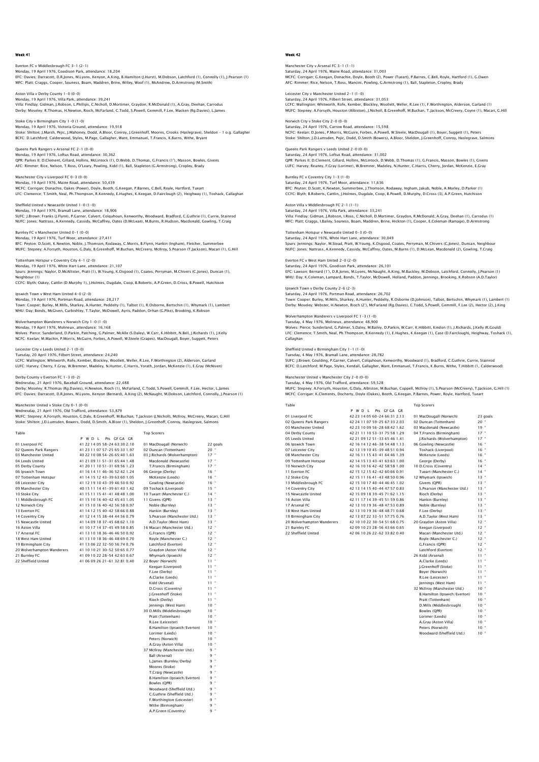## Week 41

Everton FC v Middlesbrough FC 3–1 (2–1)
Monday, 19 April 1976, Goodison Park, attendance: 18,204
EFC: Davies; Darracott, D.R.Jones, M.Lyons, Kenyon, A.King, B.Hamilton (J.Hurst), M.Dobson, Latchford (1), Connolly (1), J.Pearson (1)
MFC: Platt; Craggs, Cooper, Souness, Boam, Maddren, Brine, Willey, Woof (1), McAndrew, D.Armstrong (M.Smith)

Aston Villa v Derby County 1–0 (0–0)
Monday, 19 April 1976, Villa Park, attendance: 39,241
Villa: Findlay; Gidman, J.Robson, L.Phillips, C.Nicholl, D.Mortimer, Graydon, R.McDonald (1), A.Gray, Deehan, Carrodus
Derby: Moseley; R.Thomas, H.Newton, Rioch, McFarland, C.Todd, S.Powell, Gemmill, F.Lee, Macken (Rg.Davies), L.James

Stoke City v Birmingham City 1–0 (1–0)
Monday, 19 April 1976, Victoria Ground, attendance: 19,918
Stoke: Shilton; J.Marsh, Pejic, J.Mahoney, Dodd, A.Bloor, Conroy, J.Greenhoff, Moores, Crooks (Haslegrave), Sheldon – 1 o.g. Gallagher
BCFC: D.Latchford; Calderwood, Styles, M.Page, Gallagher, Want, Emmanuel, T.Francis, K.Burns, Withe, Bryant

Queens Park Rangers v Arsenal FC 2–1 (0–0)
Monday, 19 April 1976, Loftus Road, attendance: 30,362
QPR: Parkes II; D.Clement, Gillard, Hollins, McLintock (1), D.Webb, D.Thomas, G.Francis (1'), Masson, Bowles, Givens
AFC: Rimmer; Rice, Nelson, T.Ross, O'Leary, Powling, Kidd (1), Ball, Stapleton (G.Armstrong), Cropley, Brady

Manchester City v Liverpool FC 0–3 (0–0)
Monday, 19 April 1976, Maine Road, attendance: 50,439
MCFC: Corrigan; Donachie, Oakes (Power), Doyle, Booth, G.Keegan, P.Barnes, C.Bell, Royle, Hartford, Tueart
LFC: Clemence; T.Smith, Neal, Ph.Thompson, R.Kennedy, E.Hughes, K.Keegan, D.Fairclough (2), Heighway (1), Toshack, Callaghan

Sheffield United v Newcastle United 1–0 (1–0)
Monday, 19 April 1976, Bramall Lane, attendance: 18,906
SUFC: J.Brown; Franks (J.Flynn), P.Garner, Calvert, Colquhoun, Kenworthy, Woodward, Bradford, C.Guthrie (1), Currie, Stainrod
NUFC: Jones; Nattrass, A.Kennedy, Cassidy, McCaffrey, Oates (D.McLean), M.Burns, R.Hudson, Macdonald, Gowling, T.Craig

Burnley FC v Manchester United 0–1 (0–0)
Monday, 19 April 1976, Turf Moor, attendance: 27,411
BFC: Peyton; D.Scott, K.Newton, Noble, J.Thomson, Rodaway, C.Morris, B.Flynn, Hankin (Ingham), Fletcher, Summerbee
MUFC: Stepney; A.Forsyth, Houston, G.Daly, B.Greenhoff, M.Buchan, McCreery, McIlroy, S.Pearson (T.Jackson), Macari (1), G.Hill

Tottenham Hotspur v Coventry City 4–1 (2–0)
Monday, 19 April 1976, White Hart Lane, attendance: 21,107
Spurs: Jennings; Naylor, D.McAllister, Pratt (1), W.Young, K.Osgood (1), Coates, Perryman, M.Chivers (C.Jones), Duncan (1), Neighbour (1)
CCFC: Blyth; Oakey, Cattlin (D.Murphy 1), J.Holmes, Dugdale, Coop, B.Roberts, A.P.Green, D.Cross, B.Powell, Hutchison

Ipswich Town v West Ham United 4–0 (2–0)
Monday, 19 April 1976, Portman Road, attendance: 28,217
Town: Cooper; Burley, M.Mills, Sharkey, A.Hunter, Peddelty (1), Talbot (1), R.Osborne, Bertschin (1), Whymark (1), Lambert
WHU: Day; Bonds, McGiven, Curbishley, T.Taylor, McDowell, Ayris, Paddon, Orhan (G.Pike), Brooking, K.Robson

Wolverhampton Wanderers v Norwich City 1–0 (1–0)
Monday, 19 April 1976, Molineux, attendance: 16,168
Wolves: Pierce; Sunderland, D.Parkin, Patching, G.Palmer, McAlle (S.Daley), W.Carr, K.Hibbitt, N.Bell, J.Richards (1), J.Kelly
NCFC: Keelan; M.Machin, P.Morris, McGuire, Forbes, A.Powell, W.Steele (Grapes), MacDougall, Boyer, Suggett, Peters

Leicester City v Leeds United 2–1 (0–0)
Tuesday, 20 April 1976, Filbert Street, attendance: 24,240
LCFC: Wallington; Whitworth, Rofe, Kember, Blockley, Woollett, Weller, R.Lee, F.Worthington (2), Alderson, Garland
LUFC: Harvey; Cherry, F.Gray, W.Bremner, Madeley, N.Hunter, C.Harris, Yorath, Jordan, McKenzie (1), E.Gray (McNiven)

Derby County v Everton FC 1–3 (0–2)
Wednesday, 21 April 1976, Baseball Ground, attendance: 22,488
Derby: Moseley; R.Thomas (Rg.Davies), H.Newton, Rioch (1), McFarland, C.Todd, S.Powell, Gemmill, F.Lee, Hector, L.James
EFC: Davies; Darracott, D.R.Jones, M.Lyons, Kenyon (Bernard), A.King (2), McNaught, M.Dobson, Latchford, Connolly, J.Pearson (1)

Manchester United v Stoke City 0–1 (0–0)
Wednesday, 21 April 1976, Old Trafford, attendance: 53,879
MUFC: Stepney; A.Forsyth, Houston, G.Daly, B.Greenhoff, M.Buchan, T.Jackson (J.Nicholl), McIlroy, McCreery, Macari, G.Hill
Stoke: Shilton; J.D.Lumsden, Bowers, Dodd, D.Smith, A.Bloor (1), Sheldon, J.Greenhoff, Conroy, Haslegrave, Salmons

### Table

| | P | W | D | L | Pts | GF | GA | GR |
|---|---|---|---|---|---|---|---|---|
| 01 Liverpool FC | 41 | 22 | 14 | 05 | 58 | 58 | 24 | 2.10 |
| 02 Queens Park Rangers | 41 | 23 | 11 | 07 | 57 | 65 | 33 | 1.97 |
| 03 Manchester United | 40 | 22 | 10 | 08 | 54 | 65 | 40 | 1.63 |
| 04 Leeds United | 41 | 21 | 09 | 11 | 51 | 65 | 44 | 1.48 |
| 05 Derby County | 41 | 20 | 11 | 10 | 51 | 69 | 56 | 1.23 |
| 06 Ipswich Town | 41 | 16 | 14 | 11 | 46 | 56 | 42 | 1.24 |
| 07 Tottenham Hotspur | 41 | 14 | 15 | 12 | 43 | 63 | 60 | 1.05 |
| 08 Leicester City | 41 | 12 | 19 | 10 | 43 | 46 | 50 | 0.92 |
| 09 Manchester City | 40 | 15 | 11 | 14 | 41 | 63 | 41 | 1.42 |
| 10 Stoke City | 41 | 15 | 11 | 15 | 41 | 48 | 48 | 1.00 |
| 11 Middlesbrough FC | 41 | 15 | 10 | 16 | 40 | 45 | 43 | 1.05 |
| 12 Norwich City | 41 | 15 | 10 | 16 | 40 | 56 | 58 | 0.97 |
| 13 Everton FC | 41 | 14 | 12 | 15 | 40 | 58 | 66 | 0.88 |
| 14 Coventry City | 41 | 12 | 14 | 15 | 38 | 44 | 56 | 0.79 |
| 15 Newcastle United | 41 | 14 | 09 | 18 | 37 | 65 | 68 | 1.10 |
| 16 Aston Villa | 41 | 10 | 17 | 14 | 37 | 45 | 58 | 0.85 |
| 17 Arsenal FC | 41 | 13 | 10 | 18 | 36 | 46 | 50 | 0.92 |
| 18 West Ham United | 41 | 13 | 10 | 18 | 36 | 46 | 69 | 0.70 |
| 19 Birmingham City | 41 | 13 | 06 | 22 | 32 | 50 | 56 | 0.76 |
| 20 Wolverhampton Wanderers | 41 | 10 | 10 | 21 | 30 | 52 | 50 | 0.77 |
| 21 Burnley FC | 41 | 09 | 10 | 22 | 28 | 54 | 42 | 0.67 |
| 22 Sheffield United | 41 | 06 | 09 | 26 | 21 | 61 | 32 | 0.40 |

### Top Scorers

| | | |
|---|---|---|
| 01 | MacDougall (Norwich) | 22 goals |
| 02 | Duncan (Tottenham) | 20 " |
| 03 | J.Richards (Wolverhampton) | 17 " |
| | Macdonald (Newcastle) | 17 " |
| | T.Francis (Birmingham) | 17 " |
| 06 | George (Derby) | 16 " |
| | McKenzie (Leeds) | 16 " |
| | Gowling (Newcastle) | 16 " |
| 09 | Toshack (Liverpool) | 15 " |
| 10 | Tueart (Manchester C.) | 14 " |
| 11 | Givens (QPR) | 13 " |
| | Noble (Burnley) | 13 " |
| | Hankin (Burnley) | 13 " |
| | S.Pearson (Manchester Utd.) | 13 " |
| | A.D.Taylor (West Ham) | 13 " |
| 16 | Macari (Manchester Utd.) | 12 " |
| | G.Francis (QPR) | 12 " |
| | Royle (Manchester C.) | 12 " |
| | Latchford (Everton) | 12 " |
| | Graydon (Aston Villa) | 12 " |
| | Whymark (Ipswich) | 12 " |
| 22 | Boyer (Norwich) | 11 " |
| | Keegan (Liverpool) | 11 " |
| | F.Lee (Derby) | 11 " |
| | A.Clarke (Leeds) | 11 " |
| | Kidd (Arsenal) | 11 " |
| | D.Cross (Coventry) | 11 " |
| | J.Greenhoff (Stoke) | 11 " |
| | Rioch (Derby) | 11 " |
| | Jennings (West Ham) | 10 " |
| 30 | D.Mills (Middlesbrough) | 10 " |
| | Pratt (Tottenham) | 10 " |
| | R.Lee (Leicester) | 10 " |
| | B.Hamilton (Ipswich/Everton) | 10 " |
| | Lorimer (Leeds) | 10 " |
| | Peters (Norwich) | 10 " |
| | A.Gray (Aston Villa) | 10 " |
| 37 | McIlroy (Manchester Utd.) | 9 " |
| | Ball (Arsenal) | 9 " |
| | L.James (Burnley/Derby) | 9 " |
| | Moores (Stoke) | 9 " |
| | T.Craig (Newcastle) | 9 " |
| | B.Hamilton (Ipswich/Everton) | 9 " |
| | Bowles (QPR) | 9 " |
| | Woodward (Sheffield Utd.) | 9 " |
| | C.Guthrie (Sheffield Utd.) | 9 " |
| | F.Worthington (Leicester) | 9 " |
| | Withe (Birmingham) | 9 " |
| | A.P.Green (Coventry) | 9 " |

## Week 42

Manchester City v Arsenal FC 3–1 (1–1)
Saturday, 24 April 1976, Maine Road, attendance: 31,003
MCFC: Corrigan; G.Keegan, Donachie, Doyle, Booth (2), Power (Tueart), P.Barnes, C.Bell, Royle, Hartford (1), G.Owen
AFC: Rimmer; Rice, Nelson, T.Ross, Mancini, Powling, G.Armstrong (1), Ball, Stapleton, Cropley, Brady

Leicester City v Manchester United 2–1 (1–0)
Saturday, 24 April 1976, Filbert Street, attendance: 31,053
LCFC: Wallington; Whitworth, Rofe, Kember, Blockley, Woollett, Weller, R.Lee (1), F.Worthington (1), Alderson, Garland
MUFC: Stepney; A.Forsyth, Houston (Albiston), J.Nicholl, B.Greenhoff, M.Buchan, T.Jackson, McCreery, Coyne (1), Macari, G.Hill

Norwich City v Stoke City 2–0 (0–0)
Saturday, 24 April 1976, Carrow Road, attendance: 15,598
NCFC: Keelan; D.Jones, P.Morris, McGuire, Forbes, A.Powell, W.Steele, MacDougall (1), Boyer, Suggett (1), Peters
Stoke: Shilton; J.D.Lumsden, Pejic, Dodd, D.Smith (Bowers), A.Bloor, Sheldon, J.Greenhoff, Conroy, Haslegrave, Salmons

Queens Park Rangers v Leeds United 2–0 (0–0)
Saturday, 24 April 1976, Loftus Road, attendance: 31,002
QPR: Parkes II; D.Clement, Gillard, Hollins, McLintock, D.Webb, D.Thomas (1), G.Francis, Masson, Bowles (1), Givens
LUFC: Harvey; Reaney, F.Gray (Lorimer), W.Bremner, Madeley, N.Hunter, C.Harris, Cherry, Jordan, McKenzie, E.Gray

Burnley FC v Coventry City 1–3 (1–0)
Saturday, 24 April 1976, Turf Moor, attendance: 11,636
BFC: Peyton; D.Scott, K.Newton, Summerbee, J.Thomson, Rodaway, Ingham, Jakub, Noble, A.Morley, D.Parker (1)
CCFC: Blyth; B.Roberts, Cattlin, J.Holmes, Dugdale, Coop, B.Powell, D.Murphy, D.Cross (3), A.P.Green, Hutchison

Aston Villa v Middlesbrough FC 2–1 (1–1)
Saturday, 24 April 1976, Villa Park, attendance: 33,241
Villa: Findlay; Gidman, J.Robson, I.Ross, C.Nicholl, D.Mortimer, Graydon, R.McDonald, A.Gray, Deehan (1), Carrodus (1)
MFC: Platt; Craggs, I.Bailey, Souness, Boam, Maddren, Brine, Hickton (1), Cooper, E.Coleman (Ramage), D.Armstrong

Tottenham Hotspur v Newcastle United 0–3 (0–0)
Saturday, 24 April 1976, White Hart Lane, attendance: 30,049
Spurs: Jennings; Naylor, M.Stead, Pratt, W.Young, K.Osgood, Coates, Perryman, M.Chivers (C.Jones), Duncan, Neighbour
NUFC: Jones; Nattrass, A.Kennedy, Cassidy, McCaffrey, Oates, M.Burns (1), D.McLean, Macdonald (2), Gowling, T.Craig

Everton FC v West Ham United 2–0 (2–0)
Saturday, 24 April 1976, Goodison Park, attendance: 26,101
EFC: Lawson; Bernard (1'), D.R.Jones, M.Lyons, McNaught, A.King, M.Buckley, M.Dobson, Latchford, Connolly, J.Pearson (1)
WHU: Day; K.Coleman, Lampard, Bonds, T.Taylor, McDowell, Holland, Paddon, Jennings, Brooking, K.Robson (A.D.Taylor)

Ipswich Town v Derby County 2–6 (2–3)
Saturday, 24 April 1976, Portman Road, attendance: 26,702
Town: Cooper; Burley, M.Mills, Sharkey, A.Hunter, Peddelty, R.Osborne (D.Johnson), Talbot, Bertschin, Whymark (1), Lambert (1)
Derby: Moseley; Webster, H.Newton, Rioch (2'), McFarland (Rg.Davies), C.Todd, S.Powell, Gemmill, F.Lee (2), Hector (2), J.King

Wolverhampton Wanderers v Liverpool FC 1–3 (1–0)
Tuesday, 4 May 1976, Molineux, attendance: 48,900
Wolves: Pierce; Sunderland, G.Palmer, S.Daley, M.Bailey, D.Parkin, W.Carr, K.Hibbitt, Kindon (1), J.Richards, J.Kelly (R.Gould)
LFC: Clemence; T.Smith, Neal, Ph.Thompson, R.Kennedy (1), E.Hughes, K.Keegan (1), Case (D.Fairclough), Heighway, Toshack (1), Callaghan

Sheffield United v Birmingham City 1–1 (1–0)
Tuesday, 4 May 1976, Bramall Lane, attendance: 28,782
SUFC: J.Brown; Goulding, P.Garner, Calvert, Colquhoun, Kenworthy, Woodward (1), Bradford, C.Guthrie, Currie, Stainrod
BCFC: D.Latchford; M.Page, Styles, Kendall, Gallagher, Want, Emmanuel, T.Francis, K.Burns, Withe, T.Hibbitt (1, Calderwood)

Manchester United v Manchester City 2–0 (0–0)
Tuesday, 4 May 1976, Old Trafford, attendance: 59,528
MUFC: Stepney; A.Forsyth, Houston, G.Daly, Albiston, M.Buchan, Coppell, McIlroy (1), S.Pearson (McCreery), T.Jackson, G.Hill (1)
MCFC: Corrigan; K.Clements, Docherty, Doyle (Oakes), Booth, G.Keegan, P.Barnes, Power, Royle, Hartford, Tueart

### Table

| | P | W | D | L | Pts | GF | GA | GR |
|---|---|---|---|---|---|---|---|---|
| 01 Liverpool FC | 42 | 23 | 14 | 05 | 60 | 66 | 31 | 2.13 |
| 02 Queens Park Rangers | 42 | 24 | 11 | 07 | 59 | 67 | 33 | 2.03 |
| 03 Manchester United | 42 | 23 | 10 | 09 | 56 | 68 | 42 | 1.62 |
| 04 Derby County | 42 | 21 | 11 | 10 | 53 | 75 | 58 | 1.29 |
| 05 Leeds United | 42 | 21 | 09 | 12 | 51 | 65 | 46 | 1.41 |
| 06 Ipswich Town | 42 | 16 | 14 | 12 | 46 | 58 | 54 | 1.13 |
| 07 Leicester City | 42 | 13 | 19 | 10 | 45 | 48 | 51 | 0.94 |
| 08 Manchester City | 42 | 16 | 11 | 15 | 43 | 64 | 46 | 1.39 |
| 09 Tottenham Hotspur | 42 | 14 | 15 | 13 | 43 | 63 | 63 | 1.00 |
| 10 Norwich City | 42 | 16 | 10 | 16 | 42 | 58 | 58 | 1.00 |
| 11 Everton FC | 42 | 15 | 12 | 15 | 42 | 60 | 66 | 0.91 |
| 12 Stoke City | 42 | 15 | 11 | 16 | 41 | 48 | 50 | 0.96 |
| 13 Middlesbrough FC | 42 | 15 | 10 | 17 | 40 | 46 | 45 | 1.02 |
| 14 Coventry City | 42 | 13 | 14 | 15 | 40 | 47 | 57 | 0.83 |
| 15 Newcastle United | 42 | 15 | 09 | 18 | 39 | 71 | 62 | 1.15 |
| 16 Aston Villa | 42 | 11 | 17 | 14 | 39 | 51 | 59 | 0.86 |
| 17 Arsenal FC | 42 | 13 | 10 | 19 | 36 | 47 | 53 | 0.89 |
| 18 West Ham United | 42 | 13 | 10 | 19 | 36 | 48 | 71 | 0.68 |
| 19 Birmingham City | 42 | 13 | 07 | 22 | 33 | 51 | 57 | 0.76 |
| 20 Wolverhampton Wanderers | 42 | 10 | 10 | 22 | 30 | 51 | 68 | 0.75 |
| 21 Burnley FC | 42 | 09 | 10 | 23 | 28 | 56 | 43 | 0.65 |
| 22 Sheffield United | 42 | 06 | 10 | 26 | 22 | 62 | 33 | 0.40 |

### Top Scorers

| | | |
|---|---|---|
| 01 | MacDougall (Norwich) | 23 goals |
| 02 | Duncan (Tottenham) | 20 " |
| 03 | Macdonald (Newcastle) | 19 " |
| 04 | T.Francis (Birmingham) | 17 " |
| | J.Richards (Wolverhampton) | 17 " |
| 06 | Gowling (Newcastle) | 16 " |
| | Toshack (Liverpool) | 16 " |
| | McKenzie (Leeds) | 16 " |
| | George (Derby) | 16 " |
| 10 | D.Cross (Coventry) | 14 " |
| | Tueart (Manchester C.) | 14 " |
| 12 | Whymark (Ipswich) | 13 " |
| | Givens (QPR) | 13 " |
| | S.Pearson (Manchester Utd.) | 13 " |
| | Rioch (Derby) | 13 " |
| | Hankin (Burnley) | 13 " |
| | Noble (Burnley) | 13 " |
| | F.Lee (Derby) | 13 " |
| | A.D.Taylor (West Ham) | 13 " |
| 20 | Graydon (Aston Villa) | 12 " |
| | Keegan (Liverpool) | 12 " |
| | Macari (Manchester Utd.) | 12 " |
| | Royle (Manchester C.) | 12 " |
| | G.Francis (QPR) | 12 " |
| | Latchford (Everton) | 12 " |
| 26 | Kidd (Arsenal) | 11 " |
| | A.Clarke (Leeds) | 11 " |
| | J.Greenhoff (Stoke) | 11 " |
| | Boyer (Norwich) | 11 " |
| | R.Lee (Leicester) | 11 " |
| | Jennings (West Ham) | 11 " |
| 32 | McIlroy (Manchester Utd.) | 10 " |
| | B.Hamilton (Ipswich/Everton) | 10 " |
| | Pratt (Tottenham) | 10 " |
| | D.Mills (Middlesbrough) | 10 " |
| | Bowles (QPR) | 10 " |
| | Lorimer (Leeds) | 10 " |
| | A.Gray (Aston Villa) | 10 " |
| | Peters (Norwich) | 10 " |
| | Woodward (Sheffield Utd.) | 10 " |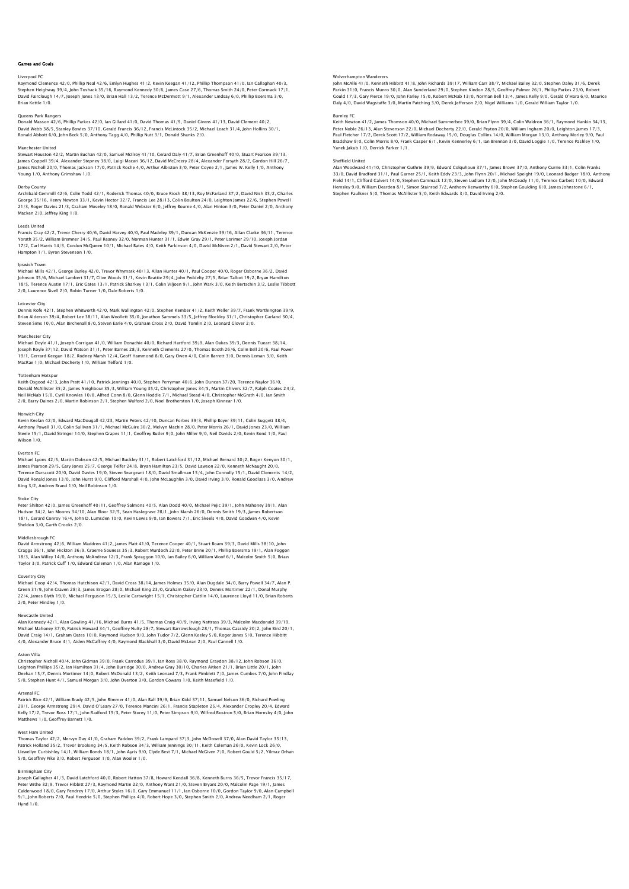## Games and Goals

### Liverpool FC

Raymond Clemence 42/0, Phillip Neal 42/6, Emlyn Hughes 41/2, Kevin Keegan 41/12, Phillip Thompson 41/0, Ian Callaghan 40/3, Stephen Heighway 39/4, John Toshack 35/16, Raymond Kennedy 30/6, James Case 27/6, Thomas Smith 24/0, Peter Cormack 17/1, David Fairclough 14/7, Joseph Jones 13/0, Brian Hall 13/2, Terence McDermott 9/1, Alexander Lindsay 6/0, Phillip Boersma 3/0, Brian Kettle 1/0.

### Queens Park Rangers

Donald Masson 42/6, Phillip Parkes 42/0, Ian Gillard 41/0, David Thomas 41/9, Daniel Givens 41/13, David Clement 40/2, David Webb 38/5, Stanley Bowles 37/10, Gerald Francis 36/12, Francis McLintock 35/2, Michael Leach 31/4, John Hollins 30/1, Ronald Abbott 6/0, John Beck 5/0, Anthony Tagg 4/0, Phillip Nutt 3/1, Donald Shanks 2/0.

### Manchester United

Stewart Houston 42/2, Martin Buchan 42/0, Samuel McIlroy 41/10, Gerard Daly 41/7, Brian Greenhoff 40/0, Stuart Pearson 39/13, James Coppell 39/4, Alexander Stepney 38/0, Luigi Macari 36/12, David McCreery 28/4, Alexander Forsyth 28/2, Gordon Hill 26/7, James Nicholl 20/0, Thomas Jackson 17/0, Patrick Roche 4/0, Arthur Albiston 3/0, Peter Coyne 2/1, James W. Kelly 1/0, Anthony Young 1/0, Anthony Grimshaw 1/0.

### Derby County

Archibald Gemmill 42/6, Colin Todd 42/1, Roderick Thomas 40/0, Bruce Rioch 38/13, Roy McFarland 37/2, David Nish 35/2, Charles George 35/16, Henry Newton 33/1, Kevin Hector 32/7, Francis Lee 28/13, Colin Boulton 24/0, Leighton James 22/6, Stephen Powell 21/3, Roger Davies 21/3, Graham Moseley 18/0, Ronald Webster 6/0, Jeffrey Bourne 4/0, Alan Hinton 3/0, Peter Daniel 2/0, Anthony Macken 2/0, Jeffrey King 1/0.

### Leeds United

Francis Gray 42/2, Trevor Cherry 40/6, David Harvey 40/0, Paul Madeley 39/1, Duncan McKenzie 39/16, Allan Clarke 36/11, Terence Yorath 35/2, William Bremner 34/5, Paul Reaney 32/0, Norman Hunter 31/1, Edwin Gray 29/1, Peter Lorimer 29/10, Joseph Jordan 17/2, Carl Harris 14/3, Gordon McQueen 10/1, Michael Bates 4/0, Keith Parkinson 4/0, David McNiven 2/1, David Stewart 2/0, Peter Hampton 1/1, Byron Stevenson 1/0.

### Ipswich Town

Michael Mills 42/1, George Burley 42/0, Trevor Whymark 40/13, Allan Hunter 40/1, Paul Cooper 40/0, Roger Osborne 36/2, David Johnson 35/6, Michael Lambert 31/7, Clive Woods 31/1, Kevin Beattie 29/4, John Peddelty 27/5, Brian Talbot 19/2, Bryan Hamilton 18/5, Terence Austin 17/1, Eric Gates 13/1, Patrick Sharkey 13/1, Colin Viljoen 9/1, John Wark 3/0, Keith Bertschin 3/2, Leslie Tibbott 2/0, Laurence Sivell 2/0, Robin Turner 1/0, Dale Roberts 1/0.

### Leicester City

Dennis Rofe 42/1, Stephen Whitworth 42/0, Mark Wallington 42/0, Stephen Kember 41/2, Keith Weller 39/7, Frank Worthington 39/9, Brian Alderson 39/4, Robert Lee 38/11, Alan Woollett 35/0, Jonathon Sammels 33/5, Jeffrey Blockley 31/1, Christopher Garland 30/4, Steven Sims 10/0, Alan Birchenall 8/0, Steven Earle 4/0, Graham Cross 2/0, David Tomlin 2/0, Leonard Glover 2/0.

### Manchester City

Michael Doyle 41/1, Joseph Corrigan 41/0, William Donachie 40/0, Richard Hartford 39/9, Alan Oakes 39/3, Dennis Tueart 38/14, Joseph Royle 37/12, David Watson 31/1, Peter Barnes 28/3, Kenneth Clements 27/0, Thomas Booth 26/6, Colin Bell 20/6, Paul Power 19/1, Gerrard Keegan 18/2, Rodney Marsh 12/4, Geoff Hammond 8/0, Gary Owen 4/0, Colin Barrett 3/0, Dennis Leman 3/0, Keith MacRae 1/0, Michael Docherty 1/0, William Telford 1/0.

### Tottenham Hotspur

Keith Osgood 42/3, John Pratt 41/10, Patrick Jennings 40/0, Stephen Perryman 40/6, John Duncan 37/20, Terence Naylor 36/0, Donald McAllister 35/2, James Neighbour 35/3, William Young 35/2, Christopher Jones 34/5, Martin Chivers 32/7, Ralph Coates 24/2, Neil McNab 15/0, Cyril Knowles 10/0, Alfred Conn 8/0, Glenn Hoddle 7/1, Michael Stead 4/0, Christopher McGrath 4/0, Ian Smith 2/0, Barry Daines 2/0, Martin Robinson 2/1, Stephen Walford 2/0, Noel Brotherston 1/0, Joseph Kinnear 1/0.

### Norwich City

Kevin Keelan 42/0, Edward MacDougall 42/23, Martin Peters 42/10, Duncan Forbes 39/3, Phillip Boyer 39/11, Colin Suggett 38/4, Anthony Powell 31/0, Colin Sullivan 31/1, Michael McGuire 30/2, Melvyn Machin 28/0, Peter Morris 26/1, David Jones 23/0, William Steele 15/1, David Stringer 14/0, Stephen Grapes 11/1, Geoffrey Butler 9/0, John Miller 9/0, Neil Davids 2/0, Kevin Bond 1/0, Paul Wilson 1/0.

### Everton FC

Michael Lyons 42/5, Martin Dobson 42/5, Michael Buckley 31/1, Robert Latchford 31/12, Michael Bernard 30/2, Roger Kenyon 30/1, James Pearson 29/5, Gary Jones 25/7, George Telfer 24/8, Bryan Hamilton 23/5, David Lawson 22/0, Kenneth McNaught 20/0, Terence Darracott 20/0, David Davies 19/0, Steven Seargeant 18/0, David Smallman 15/4, John Connolly 15/1, David Clements 14/2, David Ronald Jones 13/0, John Hurst 9/0, Clifford Marshall 4/0, John McLaughlin 3/0, David Irving 3/0, Ronald Goodlass 3/0, Andrew King 3/2, Andrew Brand 1/0, Neil Robinson 1/0.

### Stoke City

Peter Shilton 42/0, James Greenhoff 40/11, Geoffrey Salmons 40/5, Alan Dodd 40/0, Michael Pejic 39/1, John Mahoney 39/1, Alan Hudson 34/2, Ian Moores 34/10, Alan Bloor 32/5, Sean Haslegrave 28/1, John Marsh 26/0, Dennis Smith 19/3, James Robertson 18/1, Gerard Conroy 16/4, John D. Lumsden 10/0, Kevin Lewis 9/0, Ian Bowers 7/1, Eric Skeels 4/0, David Goodwin 4/0, Kevin Sheldon 3/0, Garth Crooks 2/0.

### Middlesbrough FC

David Armstrong 42/6, William Maddren 41/2, James Platt 41/0, Terence Cooper 40/1, Stuart Boam 39/3, David Mills 38/10, John Craggs 36/1, John Hickton 36/9, Graeme Souness 35/3, Robert Murdoch 22/0, Peter Brine 20/1, Phillip Boersma 19/1, Alan Foggon 18/3, Alan Willey 14/0, Anthony McAndrew 12/3, Frank Spraggon 10/0, Ian Bailey 6/0, William Woof 6/1, Malcolm Smith 5/0, Brian Taylor 3/0, Patrick Cuff 1/0, Edward Coleman 1/0, Alan Ramage 1/0.

### Coventry City

Michael Coop 42/4, Thomas Hutchison 42/1, David Cross 38/14, James Holmes 35/0, Alan Dugdale 34/0, Barry Powell 34/7, Alan P. Green 31/9, John Craven 28/3, James Brogan 28/0, Michael King 23/0, Graham Oakey 23/0, Dennis Mortimer 22/1, Donal Murphy 22/4, James Blyth 19/0, Michael Ferguson 15/3, Leslie Cartwright 15/1, Christopher Cattlin 14/0, Laurence Lloyd 11/0, Brian Roberts 2/0, Peter Hindley 1/0.

### Newcastle United

Alan Kennedy 42/1, Alan Gowling 41/16, Michael Burns 41/5, Thomas Craig 40/9, Irving Nattrass 39/3, Malcolm Macdonald 39/19, Michael Mahoney 37/0, Patrick Howard 34/1, Geoffrey Nulty 28/7, Stewart Barrowclough 28/1, Thomas Cassidy 20/2, John Bird 20/1, David Craig 14/1, Graham Oates 10/0, Raymond Hudson 9/0, John Tudor 7/2, Glenn Keeley 5/0, Roger Jones 5/0, Terence Hibbitt 4/0, Alexander Bruce 4/1, Aiden McCaffrey 4/0, Raymond Blackhall 3/0, David McLean 2/0, Paul Cannell 1/0.

### Aston Villa

Christopher Nicholl 40/4, John Gidman 39/0, Frank Carrodus 39/1, Ian Ross 38/0, Raymond Graydon 38/12, John Robson 36/0, Leighton Phillips 35/2, Ian Hamilton 31/4, John Burridge 30/0, Andrew Gray 30/10, Charles Aitken 21/1, Brian Little 20/1, John Deehan 15/7, Dennis Mortimer 14/0, Robert McDonald 13/2, Keith Leonard 7/3, Frank Pimblett 7/0, James Cumbes 7/0, John Findlay 5/0, Stephen Hunt 4/1, Samuel Morgan 3/0, John Overton 3/0, Gordon Cowans 1/0, Keith Masefield 1/0.

### Arsenal FC

Patrick Rice 42/1, William Brady 42/5, John Rimmer 41/0, Alan Ball 39/9, Brian Kidd 37/11, Samuel Nelson 36/0, Richard Powling 29/1, George Armstrong 29/4, David O'Leary 27/0, Terence Mancini 26/1, Francis Stapleton 25/4, Alexander Cropley 20/4, Edward Kelly 17/2, Trevor Ross 17/1, John Radford 15/3, Peter Storey 11/0, Peter Simpson 9/0, Wilfred Rostron 5/0, Brian Hornsby 4/0, John Matthews 1/0, Geoffrey Barnett 1/0.

### West Ham United

Thomas Taylor 42/2, Mervyn Day 41/0, Graham Paddon 39/2, Frank Lampard 37/3, John McDowell 37/0, Alan David Taylor 35/13, Patrick Holland 35/2, Trevor Brooking 34/5, Keith Robson 34/3, William Jennings 30/11, Keith Coleman 26/0, Kevin Lock 26/0, Llewellyn Curbishley 14/1, William Bonds 18/1, John Ayris 9/0, Clyde Best 7/1, Michael McGiven 7/0, Robert Gould 5/2, Yilmaz Orhan 5/0, Geoffrey Pike 3/0, Robert Ferguson 1/0, Alan Wooler 1/0.

### Birmingham City

Joseph Gallagher 41/3, David Latchford 40/0, Robert Hatton 37/8, Howard Kendall 36/8, Kenneth Burns 36/5, Trevor Francis 35/17, Peter Withe 32/9, Trevor Hibbitt 27/3, Raymond Martin 22/0, Anthony Want 21/0, Steven Bryant 20/0, Malcolm Page 19/1, James Calderwood 18/0, Gary Pendrey 17/0, Arthur Styles 16/0, Gary Emmanuel 11/1, Ian Osborne 10/0, Gordon Taylor 9/0, Alan Campbell 9/1, John Roberts 7/0, Paul Hendrie 5/0, Stephen Phillips 4/0, Robert Hope 3/0, Stephen Smith 2/0, Andrew Needham 2/1, Roger Hynd 1/0.

### Wolverhampton Wanderers

John McAlle 41/0, Kenneth Hibbitt 41/8, John Richards 39/17, William Carr 38/7, Michael Bailey 32/0, Stephen Daley 31/6, Derek Parkin 31/0, Francis Munro 30/0, Alan Sunderland 29/0, Stephen Kindon 28/5, Geoffrey Palmer 26/1, Phillip Parkes 23/0, Robert Gould 17/3, Gary Pierce 19/0, John Farley 15/0, Robert McNab 13/0, Norman Bell 13/4, James Kelly 9/0, Gerald O'Hara 6/0, Maurice Daly 4/0, David Wagstaffe 3/0, Martin Patching 3/0, Derek Jefferson 2/0, Nigel Williams 1/0, Gerald William Taylor 1/0.

### Burnley FC

Keith Newton 41/2, James Thomson 40/0, Michael Summerbee 39/0, Brian Flynn 39/4, Colin Waldron 36/1, Raymond Hankin 34/13, Peter Noble 26/13, Alan Stevenson 22/0, Michael Docherty 22/0, Gerald Peyton 20/0, William Ingham 20/0, Leighton James 17/3, Paul Fletcher 17/2, Derek Scott 17/2, William Rodaway 15/0, Douglas Collins 14/0, William Morgan 13/0, Anthony Morley 9/0, Paul Bradshaw 9/0, Colin Morris 8/0, Frank Casper 6/1, Kevin Kennerley 6/1, Ian Brennan 3/0, David Loggie 1/0, Terence Pashley 1/0, Yanek Jakub 1/0, Derrick Parker 1/1.

### Sheffield United

Alan Woodward 41/10, Christopher Guthrie 39/9, Edward Colquhoun 37/1, James Brown 37/0, Anthony Currie 33/1, Colin Franks 33/0, David Bradford 31/1, Paul Garner 25/1, Keith Eddy 23/3, John Flynn 20/1, Michael Speight 19/0, Leonard Badger 18/0, Anthony Field 14/1, Clifford Calvert 14/0, Stephen Cammack 12/0, Steven Ludlam 12/0, John McGeady 11/0, Terence Garbett 10/0, Edward Hemsley 9/0, William Dearden 8/1, Simon Stainrod 7/2, Anthony Kenworthy 6/0, Stephen Goulding 6/0, James Johnstone 6/1, Stephen Faulkner 5/0, Thomas McAllister 5/0, Keith Edwards 3/0, David Irving 2/0.